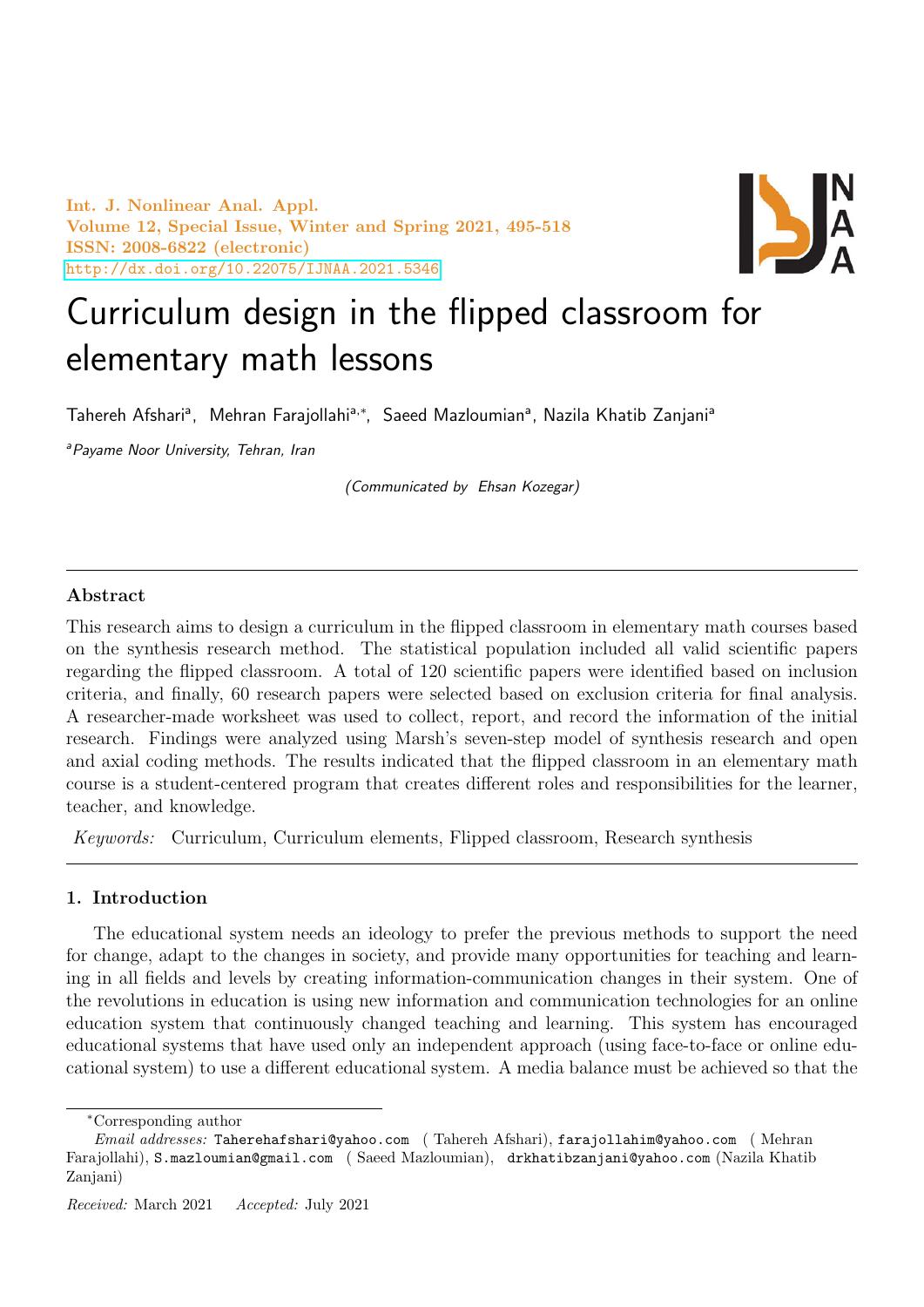# Curriculum design in the flipped classroom for elementary math lessons

Tahereh Afshari[a], Mehran Farajollahi[a,*], Saeed Mazloumian[a], Nazila Khatib Zanjani[a]

[a]*Payame Noor University, Tehran, Iran*

*(Communicated by Ehsan Kozegar)*

## Abstract

This research aims to design a curriculum in the flipped classroom in elementary math courses based on the synthesis research method. The statistical population included all valid scientific papers regarding the flipped classroom. A total of 120 scientific papers were identified based on inclusion criteria, and finally, 60 research papers were selected based on exclusion criteria for final analysis. A researcher-made worksheet was used to collect, report, and record the information of the initial research. Findings were analyzed using Marsh's seven-step model of synthesis research and open and axial coding methods. The results indicated that the flipped classroom in an elementary math course is a student-centered program that creates different roles and responsibilities for the learner, teacher, and knowledge.

*Keywords:* Curriculum, Curriculum elements, Flipped classroom, Research synthesis

## 1. Introduction

The educational system needs an ideology to prefer the previous methods to support the need for change, adapt to the changes in society, and provide many opportunities for teaching and learning in all fields and levels by creating information-communication changes in their system. One of the revolutions in education is using new information and communication technologies for an online education system that continuously changed teaching and learning. This system has encouraged educational systems that have used only an independent approach (using face-to-face or online educational system) to use a different educational system. A media balance must be achieved so that the

*Corresponding author

*Email addresses:* Taherehafshari@yahoo.com (Tahereh Afshari), farajollahim@yahoo.com (Mehran Farajollahi), S.mazloumian@gmail.com (Saeed Mazloumian), drkhatibzanjani@yahoo.com (Nazila Khatib Zanjani)

*Received:* March 2021 *Accepted:* July 2021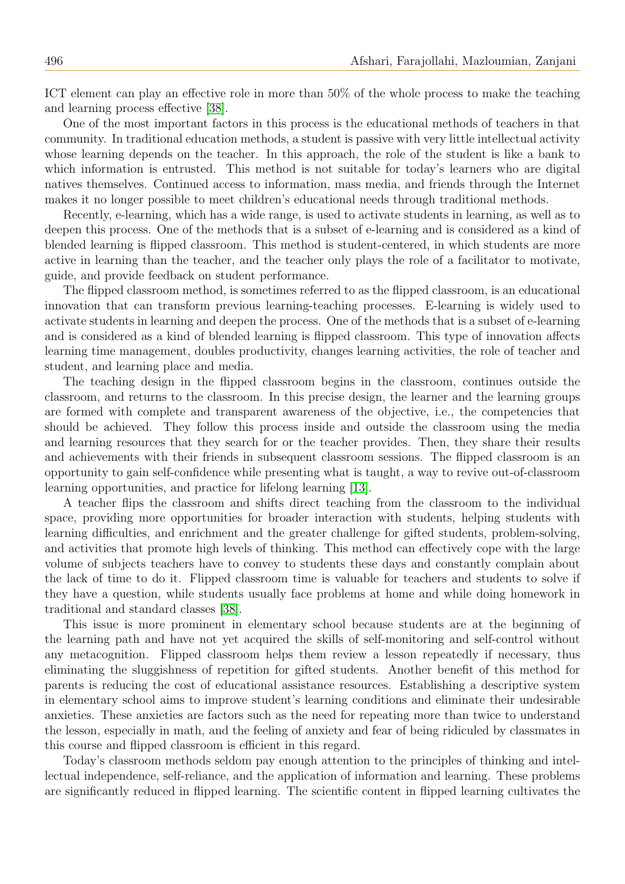ICT element can play an effective role in more than 50% of the whole process to make the teaching and learning process effective [38].

One of the most important factors in this process is the educational methods of teachers in that community. In traditional education methods, a student is passive with very little intellectual activity whose learning depends on the teacher. In this approach, the role of the student is like a bank to which information is entrusted. This method is not suitable for today's learners who are digital natives themselves. Continued access to information, mass media, and friends through the Internet makes it no longer possible to meet children's educational needs through traditional methods.

Recently, e-learning, which has a wide range, is used to activate students in learning, as well as to deepen this process. One of the methods that is a subset of e-learning and is considered as a kind of blended learning is flipped classroom. This method is student-centered, in which students are more active in learning than the teacher, and the teacher only plays the role of a facilitator to motivate, guide, and provide feedback on student performance.

The flipped classroom method, is sometimes referred to as the flipped classroom, is an educational innovation that can transform previous learning-teaching processes. E-learning is widely used to activate students in learning and deepen the process. One of the methods that is a subset of e-learning and is considered as a kind of blended learning is flipped classroom. This type of innovation affects learning time management, doubles productivity, changes learning activities, the role of teacher and student, and learning place and media.

The teaching design in the flipped classroom begins in the classroom, continues outside the classroom, and returns to the classroom. In this precise design, the learner and the learning groups are formed with complete and transparent awareness of the objective, i.e., the competencies that should be achieved. They follow this process inside and outside the classroom using the media and learning resources that they search for or the teacher provides. Then, they share their results and achievements with their friends in subsequent classroom sessions. The flipped classroom is an opportunity to gain self-confidence while presenting what is taught, a way to revive out-of-classroom learning opportunities, and practice for lifelong learning [13].

A teacher flips the classroom and shifts direct teaching from the classroom to the individual space, providing more opportunities for broader interaction with students, helping students with learning difficulties, and enrichment and the greater challenge for gifted students, problem-solving, and activities that promote high levels of thinking. This method can effectively cope with the large volume of subjects teachers have to convey to students these days and constantly complain about the lack of time to do it. Flipped classroom time is valuable for teachers and students to solve if they have a question, while students usually face problems at home and while doing homework in traditional and standard classes [38].

This issue is more prominent in elementary school because students are at the beginning of the learning path and have not yet acquired the skills of self-monitoring and self-control without any metacognition. Flipped classroom helps them review a lesson repeatedly if necessary, thus eliminating the sluggishness of repetition for gifted students. Another benefit of this method for parents is reducing the cost of educational assistance resources. Establishing a descriptive system in elementary school aims to improve student's learning conditions and eliminate their undesirable anxieties. These anxieties are factors such as the need for repeating more than twice to understand the lesson, especially in math, and the feeling of anxiety and fear of being ridiculed by classmates in this course and flipped classroom is efficient in this regard.

Today's classroom methods seldom pay enough attention to the principles of thinking and intellectual independence, self-reliance, and the application of information and learning. These problems are significantly reduced in flipped learning. The scientific content in flipped learning cultivates the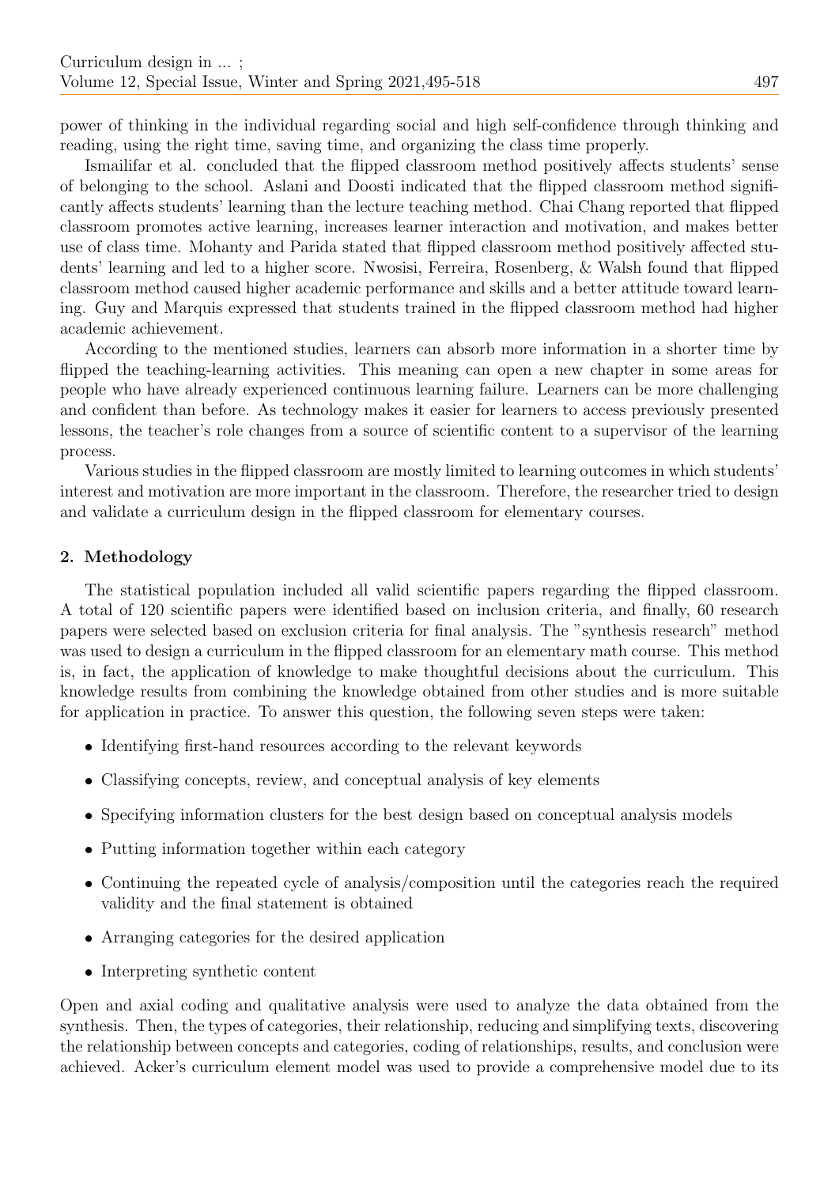power of thinking in the individual regarding social and high self-confidence through thinking and reading, using the right time, saving time, and organizing the class time properly.

Ismailifar et al. concluded that the flipped classroom method positively affects students' sense of belonging to the school. Aslani and Doosti indicated that the flipped classroom method significantly affects students' learning than the lecture teaching method. Chai Chang reported that flipped classroom promotes active learning, increases learner interaction and motivation, and makes better use of class time. Mohanty and Parida stated that flipped classroom method positively affected students' learning and led to a higher score. Nwosisi, Ferreira, Rosenberg, & Walsh found that flipped classroom method caused higher academic performance and skills and a better attitude toward learning. Guy and Marquis expressed that students trained in the flipped classroom method had higher academic achievement.

According to the mentioned studies, learners can absorb more information in a shorter time by flipped the teaching-learning activities. This meaning can open a new chapter in some areas for people who have already experienced continuous learning failure. Learners can be more challenging and confident than before. As technology makes it easier for learners to access previously presented lessons, the teacher's role changes from a source of scientific content to a supervisor of the learning process.

Various studies in the flipped classroom are mostly limited to learning outcomes in which students' interest and motivation are more important in the classroom. Therefore, the researcher tried to design and validate a curriculum design in the flipped classroom for elementary courses.

## 2. Methodology

The statistical population included all valid scientific papers regarding the flipped classroom. A total of 120 scientific papers were identified based on inclusion criteria, and finally, 60 research papers were selected based on exclusion criteria for final analysis. The "synthesis research" method was used to design a curriculum in the flipped classroom for an elementary math course. This method is, in fact, the application of knowledge to make thoughtful decisions about the curriculum. This knowledge results from combining the knowledge obtained from other studies and is more suitable for application in practice. To answer this question, the following seven steps were taken:

- Identifying first-hand resources according to the relevant keywords
- Classifying concepts, review, and conceptual analysis of key elements
- Specifying information clusters for the best design based on conceptual analysis models
- Putting information together within each category
- Continuing the repeated cycle of analysis/composition until the categories reach the required validity and the final statement is obtained
- Arranging categories for the desired application
- Interpreting synthetic content

Open and axial coding and qualitative analysis were used to analyze the data obtained from the synthesis. Then, the types of categories, their relationship, reducing and simplifying texts, discovering the relationship between concepts and categories, coding of relationships, results, and conclusion were achieved. Acker's curriculum element model was used to provide a comprehensive model due to its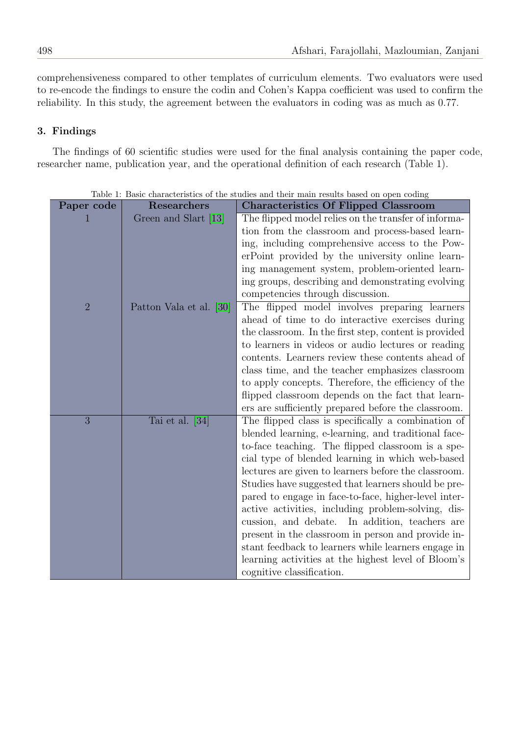comprehensiveness compared to other templates of curriculum elements. Two evaluators were used to re-encode the findings to ensure the codin and Cohen's Kappa coefficient was used to confirm the reliability. In this study, the agreement between the evaluators in coding was as much as 0.77.

## 3. Findings

The findings of 60 scientific studies were used for the final analysis containing the paper code, researcher name, publication year, and the operational definition of each research (Table 1).

Table 1: Basic characteristics of the studies and their main results based on open coding

| Paper code | Researchers | Characteristics Of Flipped Classroom |
|---|---|---|
| 1 | Green and Slart [13] | The flipped model relies on the transfer of information from the classroom and process-based learning, including comprehensive access to the PowerPoint provided by the university online learning management system, problem-oriented learning groups, describing and demonstrating evolving competencies through discussion. |
| 2 | Patton Vala et al. [30] | The flipped model involves preparing learners ahead of time to do interactive exercises during the classroom. In the first step, content is provided to learners in videos or audio lectures or reading contents. Learners review these contents ahead of class time, and the teacher emphasizes classroom to apply concepts. Therefore, the efficiency of the flipped classroom depends on the fact that learners are sufficiently prepared before the classroom. |
| 3 | Tai et al. [34] | The flipped class is specifically a combination of blended learning, e-learning, and traditional face-to-face teaching. The flipped classroom is a special type of blended learning in which web-based lectures are given to learners before the classroom. Studies have suggested that learners should be prepared to engage in face-to-face, higher-level interactive activities, including problem-solving, discussion, and debate. In addition, teachers are present in the classroom in person and provide instant feedback to learners while learners engage in learning activities at the highest level of Bloom's cognitive classification. |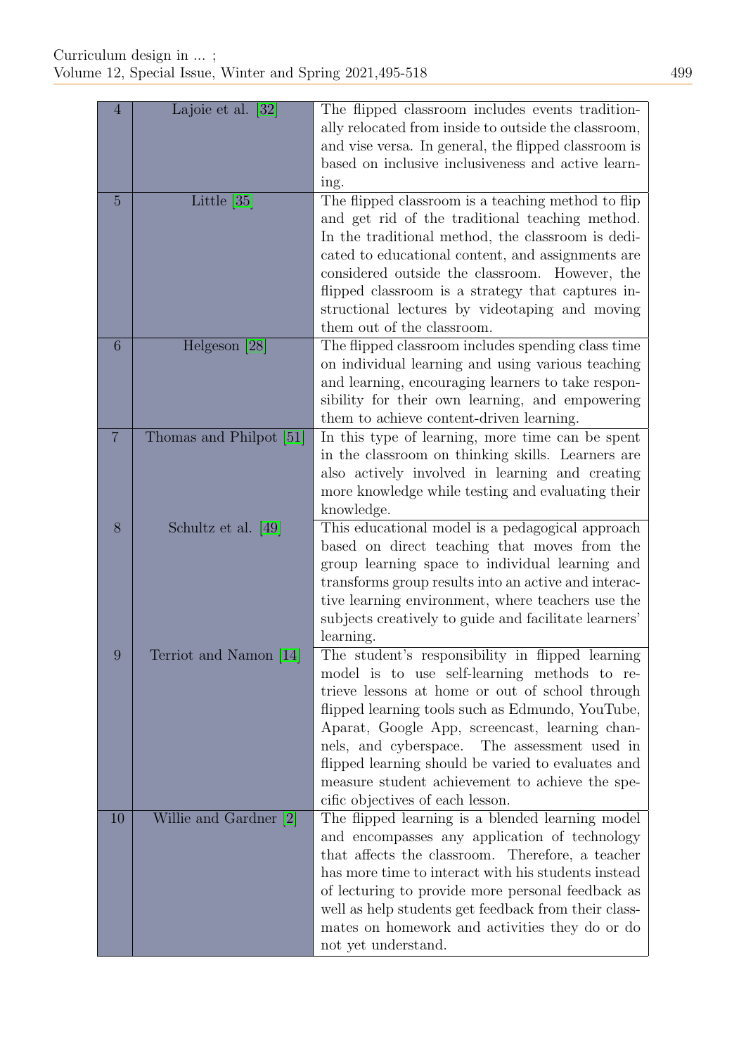| | | |
|---|---|---|
| 4 | Lajoie et al. [32] | The flipped classroom includes events traditionally relocated from inside to outside the classroom, and vise versa. In general, the flipped classroom is based on inclusive inclusiveness and active learning. |
| 5 | Little [35] | The flipped classroom is a teaching method to flip and get rid of the traditional teaching method. In the traditional method, the classroom is dedicated to educational content, and assignments are considered outside the classroom. However, the flipped classroom is a strategy that captures instructional lectures by videotaping and moving them out of the classroom. |
| 6 | Helgeson [28] | The flipped classroom includes spending class time on individual learning and using various teaching and learning, encouraging learners to take responsibility for their own learning, and empowering them to achieve content-driven learning. |
| 7 | Thomas and Philpot [51] | In this type of learning, more time can be spent in the classroom on thinking skills. Learners are also actively involved in learning and creating more knowledge while testing and evaluating their knowledge. |
| 8 | Schultz et al. [49] | This educational model is a pedagogical approach based on direct teaching that moves from the group learning space to individual learning and transforms group results into an active and interactive learning environment, where teachers use the subjects creatively to guide and facilitate learners' learning. |
| 9 | Terriot and Namon [14] | The student's responsibility in flipped learning model is to use self-learning methods to retrieve lessons at home or out of school through flipped learning tools such as Edmundo, YouTube, Aparat, Google App, screencast, learning channels, and cyberspace. The assessment used in flipped learning should be varied to evaluates and measure student achievement to achieve the specific objectives of each lesson. |
| 10 | Willie and Gardner [2] | The flipped learning is a blended learning model and encompasses any application of technology that affects the classroom. Therefore, a teacher has more time to interact with his students instead of lecturing to provide more personal feedback as well as help students get feedback from their classmates on homework and activities they do or do not yet understand. |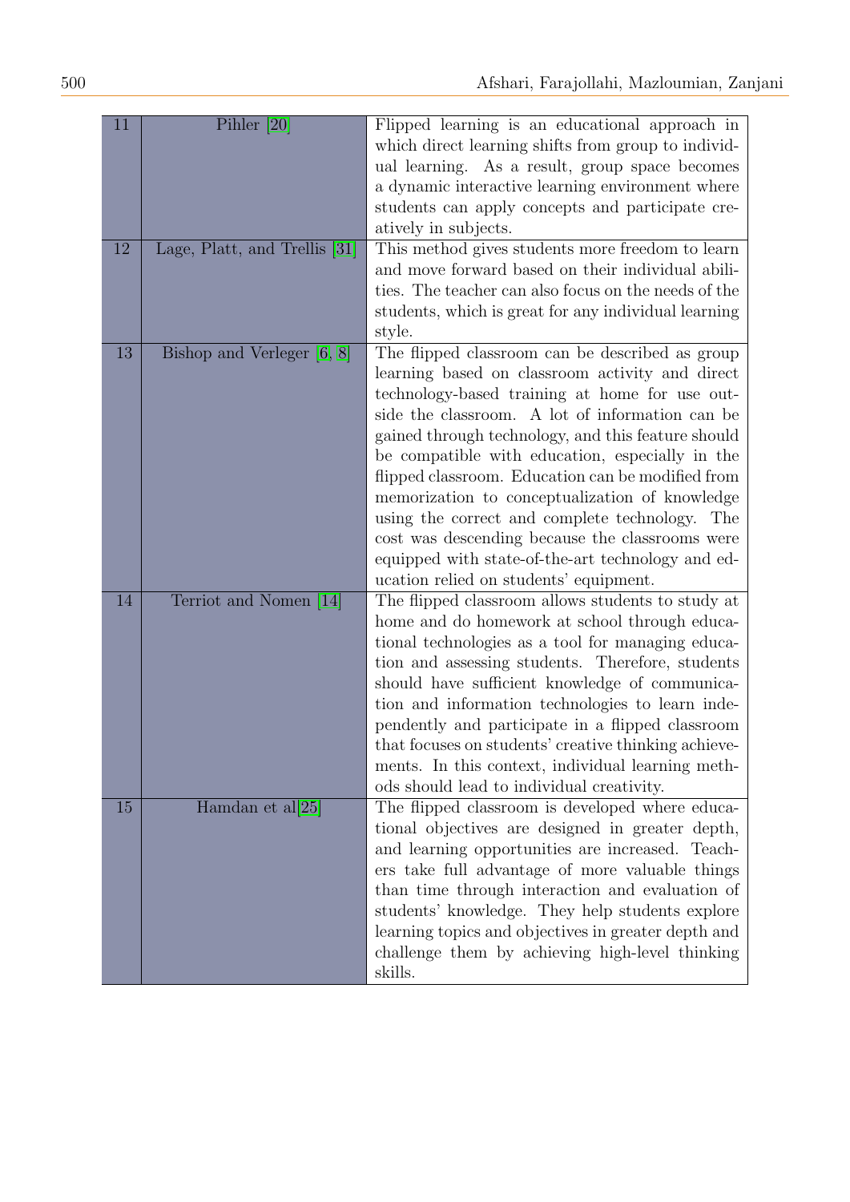| | | |
|---|---|---|
| 11 | Pihler [20] | Flipped learning is an educational approach in which direct learning shifts from group to individual learning. As a result, group space becomes a dynamic interactive learning environment where students can apply concepts and participate creatively in subjects. |
| 12 | Lage, Platt, and Trellis [31] | This method gives students more freedom to learn and move forward based on their individual abilities. The teacher can also focus on the needs of the students, which is great for any individual learning style. |
| 13 | Bishop and Verleger [6, 8] | The flipped classroom can be described as group learning based on classroom activity and direct technology-based training at home for use outside the classroom. A lot of information can be gained through technology, and this feature should be compatible with education, especially in the flipped classroom. Education can be modified from memorization to conceptualization of knowledge using the correct and complete technology. The cost was descending because the classrooms were equipped with state-of-the-art technology and education relied on students' equipment. |
| 14 | Terriot and Nomen [14] | The flipped classroom allows students to study at home and do homework at school through educational technologies as a tool for managing education and assessing students. Therefore, students should have sufficient knowledge of communication and information technologies to learn independently and participate in a flipped classroom that focuses on students' creative thinking achievements. In this context, individual learning methods should lead to individual creativity. |
| 15 | Hamdan et al[25] | The flipped classroom is developed where educational objectives are designed in greater depth, and learning opportunities are increased. Teachers take full advantage of more valuable things than time through interaction and evaluation of students' knowledge. They help students explore learning topics and objectives in greater depth and challenge them by achieving high-level thinking skills. |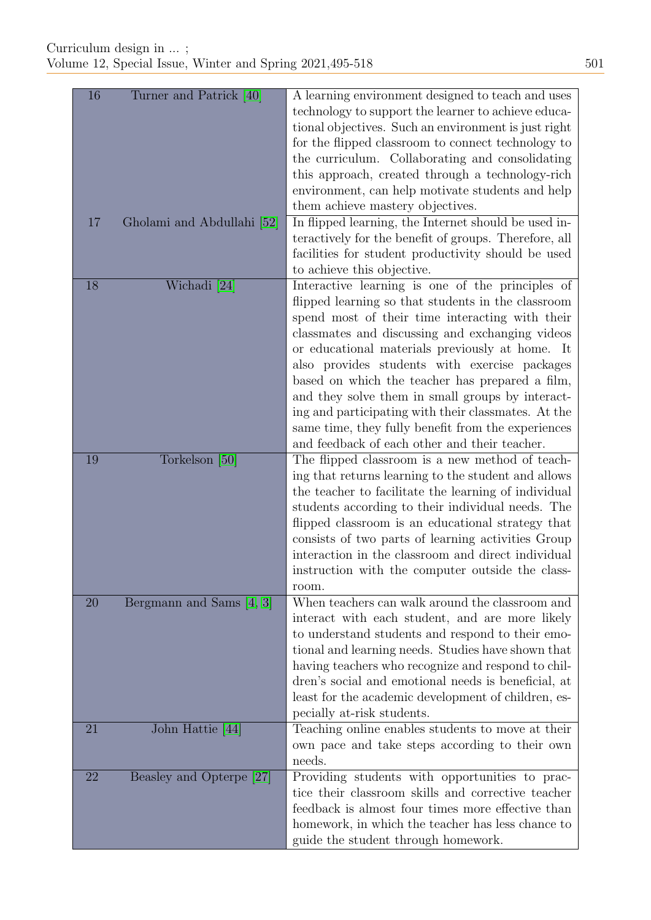| | | |
|---|---|---|
| 16 | Turner and Patrick [40] | A learning environment designed to teach and uses technology to support the learner to achieve educational objectives. Such an environment is just right for the flipped classroom to connect technology to the curriculum. Collaborating and consolidating this approach, created through a technology-rich environment, can help motivate students and help them achieve mastery objectives. |
| 17 | Gholami and Abdullahi [52] | In flipped learning, the Internet should be used interactively for the benefit of groups. Therefore, all facilities for student productivity should be used to achieve this objective. |
| 18 | Wichadi [24] | Interactive learning is one of the principles of flipped learning so that students in the classroom spend most of their time interacting with their classmates and discussing and exchanging videos or educational materials previously at home. It also provides students with exercise packages based on which the teacher has prepared a film, and they solve them in small groups by interacting and participating with their classmates. At the same time, they fully benefit from the experiences and feedback of each other and their teacher. |
| 19 | Torkelson [50] | The flipped classroom is a new method of teaching that returns learning to the student and allows the teacher to facilitate the learning of individual students according to their individual needs. The flipped classroom is an educational strategy that consists of two parts of learning activities Group interaction in the classroom and direct individual instruction with the computer outside the classroom. |
| 20 | Bergmann and Sams [4, 3] | When teachers can walk around the classroom and interact with each student, and are more likely to understand students and respond to their emotional and learning needs. Studies have shown that having teachers who recognize and respond to children's social and emotional needs is beneficial, at least for the academic development of children, especially at-risk students. |
| 21 | John Hattie [44] | Teaching online enables students to move at their own pace and take steps according to their own needs. |
| 22 | Beasley and Opterpe [27] | Providing students with opportunities to practice their classroom skills and corrective teacher feedback is almost four times more effective than homework, in which the teacher has less chance to guide the student through homework. |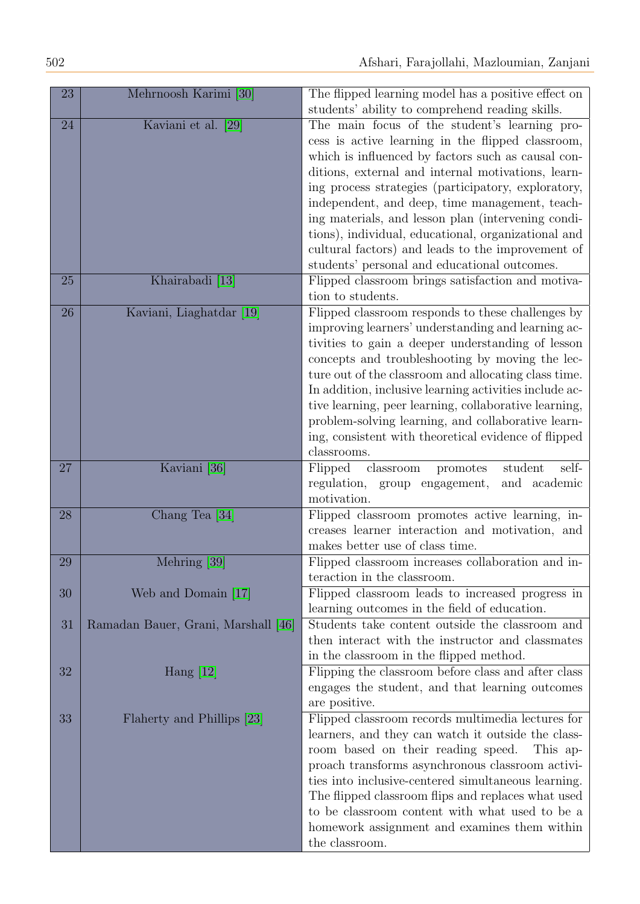| | | |
|---|---|---|
| 23 | Mehrnoosh Karimi [30] | The flipped learning model has a positive effect on students' ability to comprehend reading skills. |
| 24 | Kaviani et al. [29] | The main focus of the student's learning process is active learning in the flipped classroom, which is influenced by factors such as causal conditions, external and internal motivations, learning process strategies (participatory, exploratory, independent, and deep, time management, teaching materials, and lesson plan (intervening conditions), individual, educational, organizational and cultural factors) and leads to the improvement of students' personal and educational outcomes. |
| 25 | Khairabadi [13] | Flipped classroom brings satisfaction and motivation to students. |
| 26 | Kaviani, Liaghatdar [19] | Flipped classroom responds to these challenges by improving learners' understanding and learning activities to gain a deeper understanding of lesson concepts and troubleshooting by moving the lecture out of the classroom and allocating class time. In addition, inclusive learning activities include active learning, peer learning, collaborative learning, problem-solving learning, and collaborative learning, consistent with theoretical evidence of flipped classrooms. |
| 27 | Kaviani [36] | Flipped classroom promotes student self-regulation, group engagement, and academic motivation. |
| 28 | Chang Tea [34] | Flipped classroom promotes active learning, increases learner interaction and motivation, and makes better use of class time. |
| 29 | Mehring [39] | Flipped classroom increases collaboration and interaction in the classroom. |
| 30 | Web and Domain [17] | Flipped classroom leads to increased progress in learning outcomes in the field of education. |
| 31 | Ramadan Bauer, Grani, Marshall [46] | Students take content outside the classroom and then interact with the instructor and classmates in the classroom in the flipped method. |
| 32 | Hang [12] | Flipping the classroom before class and after class engages the student, and that learning outcomes are positive. |
| 33 | Flaherty and Phillips [23] | Flipped classroom records multimedia lectures for learners, and they can watch it outside the classroom based on their reading speed. This approach transforms asynchronous classroom activities into inclusive-centered simultaneous learning. The flipped classroom flips and replaces what used to be classroom content with what used to be a homework assignment and examines them within the classroom. |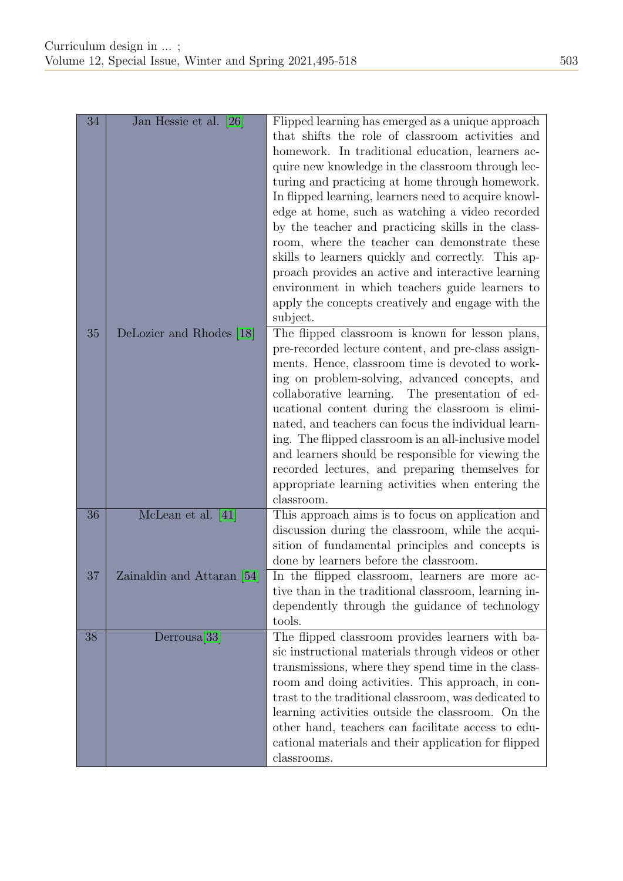| | | |
|---|---|---|
| 34 | Jan Hessie et al. [26] | Flipped learning has emerged as a unique approach that shifts the role of classroom activities and homework. In traditional education, learners acquire new knowledge in the classroom through lecturing and practicing at home through homework. In flipped learning, learners need to acquire knowledge at home, such as watching a video recorded by the teacher and practicing skills in the classroom, where the teacher can demonstrate these skills to learners quickly and correctly. This approach provides an active and interactive learning environment in which teachers guide learners to apply the concepts creatively and engage with the subject. |
| 35 | DeLozier and Rhodes [18] | The flipped classroom is known for lesson plans, pre-recorded lecture content, and pre-class assignments. Hence, classroom time is devoted to working on problem-solving, advanced concepts, and collaborative learning. The presentation of educational content during the classroom is eliminated, and teachers can focus the individual learning. The flipped classroom is an all-inclusive model and learners should be responsible for viewing the recorded lectures, and preparing themselves for appropriate learning activities when entering the classroom. |
| 36 | McLean et al. [41] | This approach aims is to focus on application and discussion during the classroom, while the acquisition of fundamental principles and concepts is done by learners before the classroom. |
| 37 | Zainaldin and Attaran [54] | In the flipped classroom, learners are more active than in the traditional classroom, learning independently through the guidance of technology tools. |
| 38 | Derrousa[33] | The flipped classroom provides learners with basic instructional materials through videos or other transmissions, where they spend time in the classroom and doing activities. This approach, in contrast to the traditional classroom, was dedicated to learning activities outside the classroom. On the other hand, teachers can facilitate access to educational materials and their application for flipped classrooms. |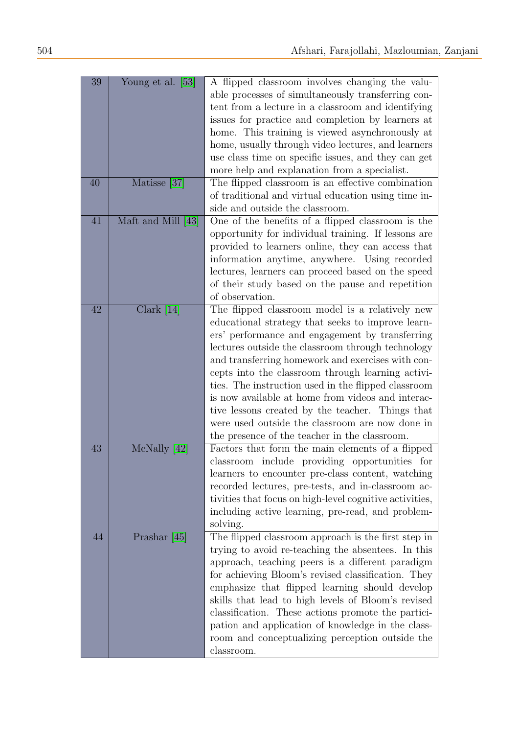| | | |
|---|---|---|
| 39 | Young et al. [53] | A flipped classroom involves changing the valuable processes of simultaneously transferring content from a lecture in a classroom and identifying issues for practice and completion by learners at home. This training is viewed asynchronously at home, usually through video lectures, and learners use class time on specific issues, and they can get more help and explanation from a specialist. |
| 40 | Matisse [37] | The flipped classroom is an effective combination of traditional and virtual education using time inside and outside the classroom. |
| 41 | Maft and Mill [43] | One of the benefits of a flipped classroom is the opportunity for individual training. If lessons are provided to learners online, they can access that information anytime, anywhere. Using recorded lectures, learners can proceed based on the speed of their study based on the pause and repetition of observation. |
| 42 | Clark [14] | The flipped classroom model is a relatively new educational strategy that seeks to improve learners' performance and engagement by transferring lectures outside the classroom through technology and transferring homework and exercises with concepts into the classroom through learning activities. The instruction used in the flipped classroom is now available at home from videos and interactive lessons created by the teacher. Things that were used outside the classroom are now done in the presence of the teacher in the classroom. |
| 43 | McNally [42] | Factors that form the main elements of a flipped classroom include providing opportunities for learners to encounter pre-class content, watching recorded lectures, pre-tests, and in-classroom activities that focus on high-level cognitive activities, including active learning, pre-read, and problem-solving. |
| 44 | Prashar [45] | The flipped classroom approach is the first step in trying to avoid re-teaching the absentees. In this approach, teaching peers is a different paradigm for achieving Bloom's revised classification. They emphasize that flipped learning should develop skills that lead to high levels of Bloom's revised classification. These actions promote the participation and application of knowledge in the classroom and conceptualizing perception outside the classroom. |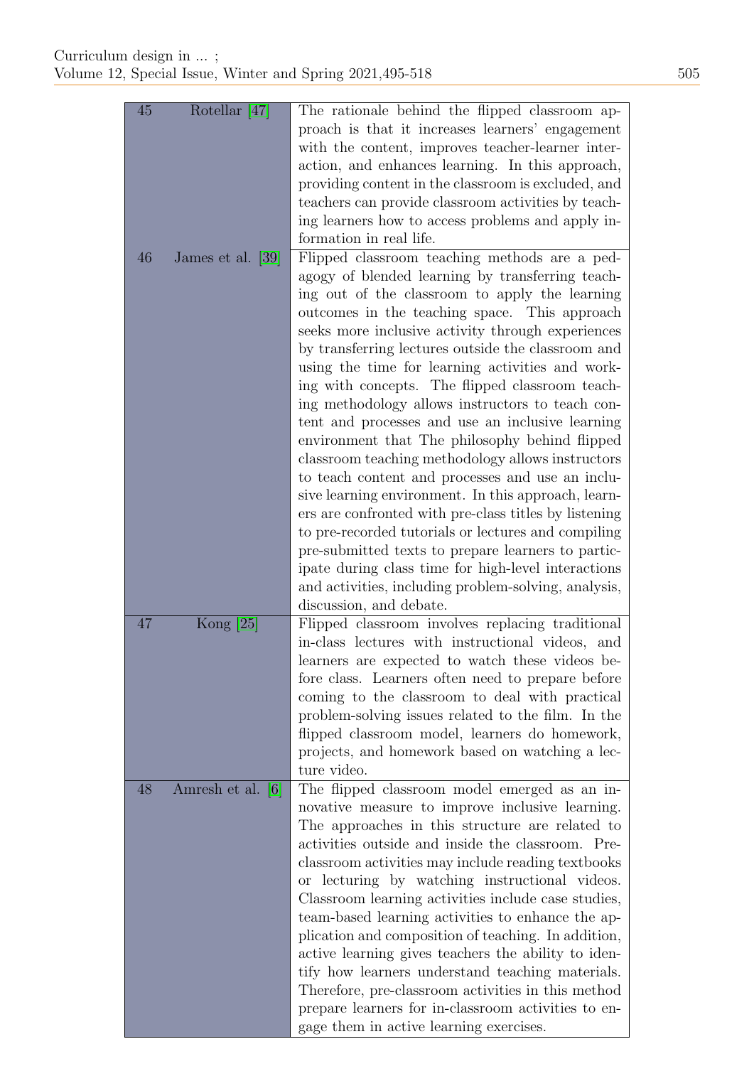| | | |
|---|---|---|
| 45 | Rotellar [47] | The rationale behind the flipped classroom approach is that it increases learners' engagement with the content, improves teacher-learner interaction, and enhances learning. In this approach, providing content in the classroom is excluded, and teachers can provide classroom activities by teaching learners how to access problems and apply information in real life. |
| 46 | James et al. [39] | Flipped classroom teaching methods are a pedagogy of blended learning by transferring teaching out of the classroom to apply the learning outcomes in the teaching space. This approach seeks more inclusive activity through experiences by transferring lectures outside the classroom and using the time for learning activities and working with concepts. The flipped classroom teaching methodology allows instructors to teach content and processes and use an inclusive learning environment that The philosophy behind flipped classroom teaching methodology allows instructors to teach content and processes and use an inclusive learning environment. In this approach, learners are confronted with pre-class titles by listening to pre-recorded tutorials or lectures and compiling pre-submitted texts to prepare learners to participate during class time for high-level interactions and activities, including problem-solving, analysis, discussion, and debate. |
| 47 | Kong [25] | Flipped classroom involves replacing traditional in-class lectures with instructional videos, and learners are expected to watch these videos before class. Learners often need to prepare before coming to the classroom to deal with practical problem-solving issues related to the film. In the flipped classroom model, learners do homework, projects, and homework based on watching a lecture video. |
| 48 | Amresh et al. [6] | The flipped classroom model emerged as an innovative measure to improve inclusive learning. The approaches in this structure are related to activities outside and inside the classroom. Pre-classroom activities may include reading textbooks or lecturing by watching instructional videos. Classroom learning activities include case studies, team-based learning activities to enhance the application and composition of teaching. In addition, active learning gives teachers the ability to identify how learners understand teaching materials. Therefore, pre-classroom activities in this method prepare learners for in-classroom activities to engage them in active learning exercises. |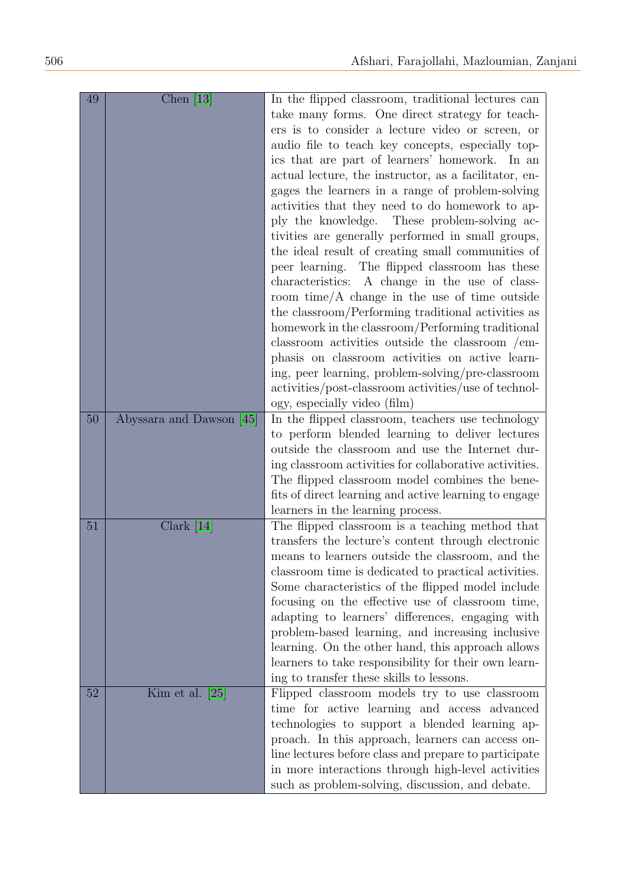| 49 | Chen [13] | In the flipped classroom, traditional lectures can take many forms. One direct strategy for teachers is to consider a lecture video or screen, or audio file to teach key concepts, especially topics that are part of learners' homework. In an actual lecture, the instructor, as a facilitator, engages the learners in a range of problem-solving activities that they need to do homework to apply the knowledge. These problem-solving activities are generally performed in small groups, the ideal result of creating small communities of peer learning. The flipped classroom has these characteristics: A change in the use of classroom time/A change in the use of time outside the classroom/Performing traditional activities as homework in the classroom/Performing traditional classroom activities outside the classroom /emphasis on classroom activities on active learning, peer learning, problem-solving/pre-classroom activities/post-classroom activities/use of technology, especially video (film) |
|---|---|---|
| 50 | Abyssara and Dawson [45] | In the flipped classroom, teachers use technology to perform blended learning to deliver lectures outside the classroom and use the Internet during classroom activities for collaborative activities. The flipped classroom model combines the benefits of direct learning and active learning to engage learners in the learning process. |
| 51 | Clark [14] | The flipped classroom is a teaching method that transfers the lecture's content through electronic means to learners outside the classroom, and the classroom time is dedicated to practical activities. Some characteristics of the flipped model include focusing on the effective use of classroom time, adapting to learners' differences, engaging with problem-based learning, and increasing inclusive learning. On the other hand, this approach allows learners to take responsibility for their own learning to transfer these skills to lessons. |
| 52 | Kim et al. [25] | Flipped classroom models try to use classroom time for active learning and access advanced technologies to support a blended learning approach. In this approach, learners can access online lectures before class and prepare to participate in more interactions through high-level activities such as problem-solving, discussion, and debate. |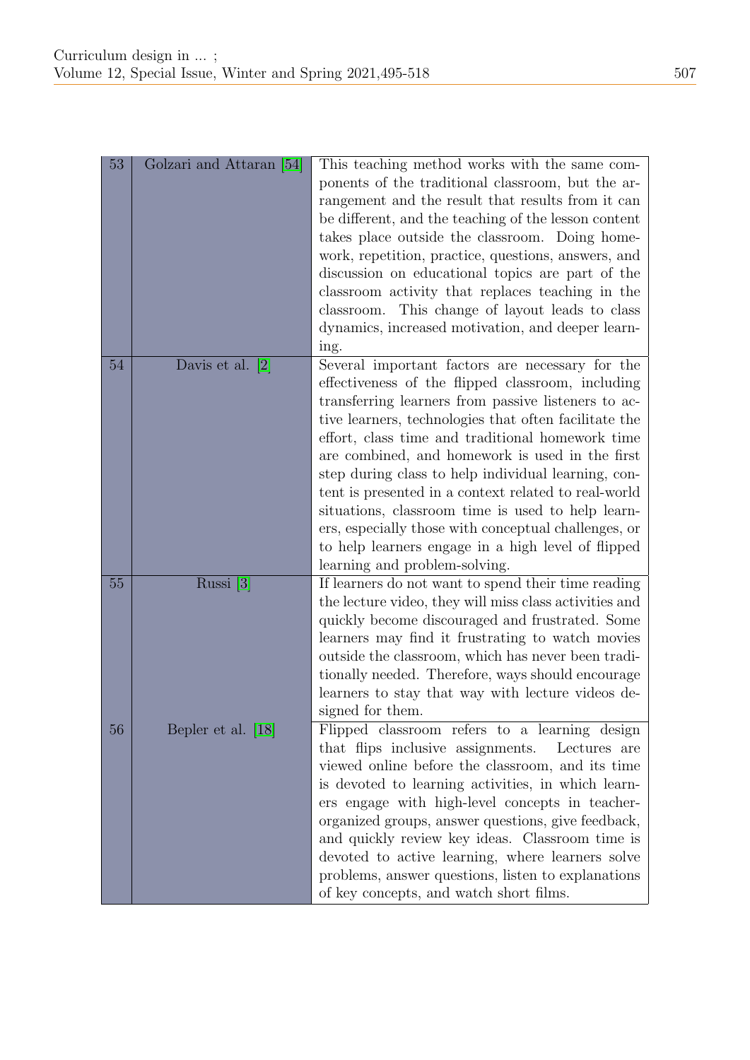| | | |
|---|---|---|
| 53 | Golzari and Attaran [54] | This teaching method works with the same components of the traditional classroom, but the arrangement and the result that results from it can be different, and the teaching of the lesson content takes place outside the classroom. Doing homework, repetition, practice, questions, answers, and discussion on educational topics are part of the classroom activity that replaces teaching in the classroom. This change of layout leads to class dynamics, increased motivation, and deeper learning. |
| 54 | Davis et al. [2] | Several important factors are necessary for the effectiveness of the flipped classroom, including transferring learners from passive listeners to active learners, technologies that often facilitate the effort, class time and traditional homework time are combined, and homework is used in the first step during class to help individual learning, content is presented in a context related to real-world situations, classroom time is used to help learners, especially those with conceptual challenges, or to help learners engage in a high level of flipped learning and problem-solving. |
| 55 | Russi [3] | If learners do not want to spend their time reading the lecture video, they will miss class activities and quickly become discouraged and frustrated. Some learners may find it frustrating to watch movies outside the classroom, which has never been traditionally needed. Therefore, ways should encourage learners to stay that way with lecture videos designed for them. |
| 56 | Bepler et al. [18] | Flipped classroom refers to a learning design that flips inclusive assignments. Lectures are viewed online before the classroom, and its time is devoted to learning activities, in which learners engage with high-level concepts in teacher-organized groups, answer questions, give feedback, and quickly review key ideas. Classroom time is devoted to active learning, where learners solve problems, answer questions, listen to explanations of key concepts, and watch short films. |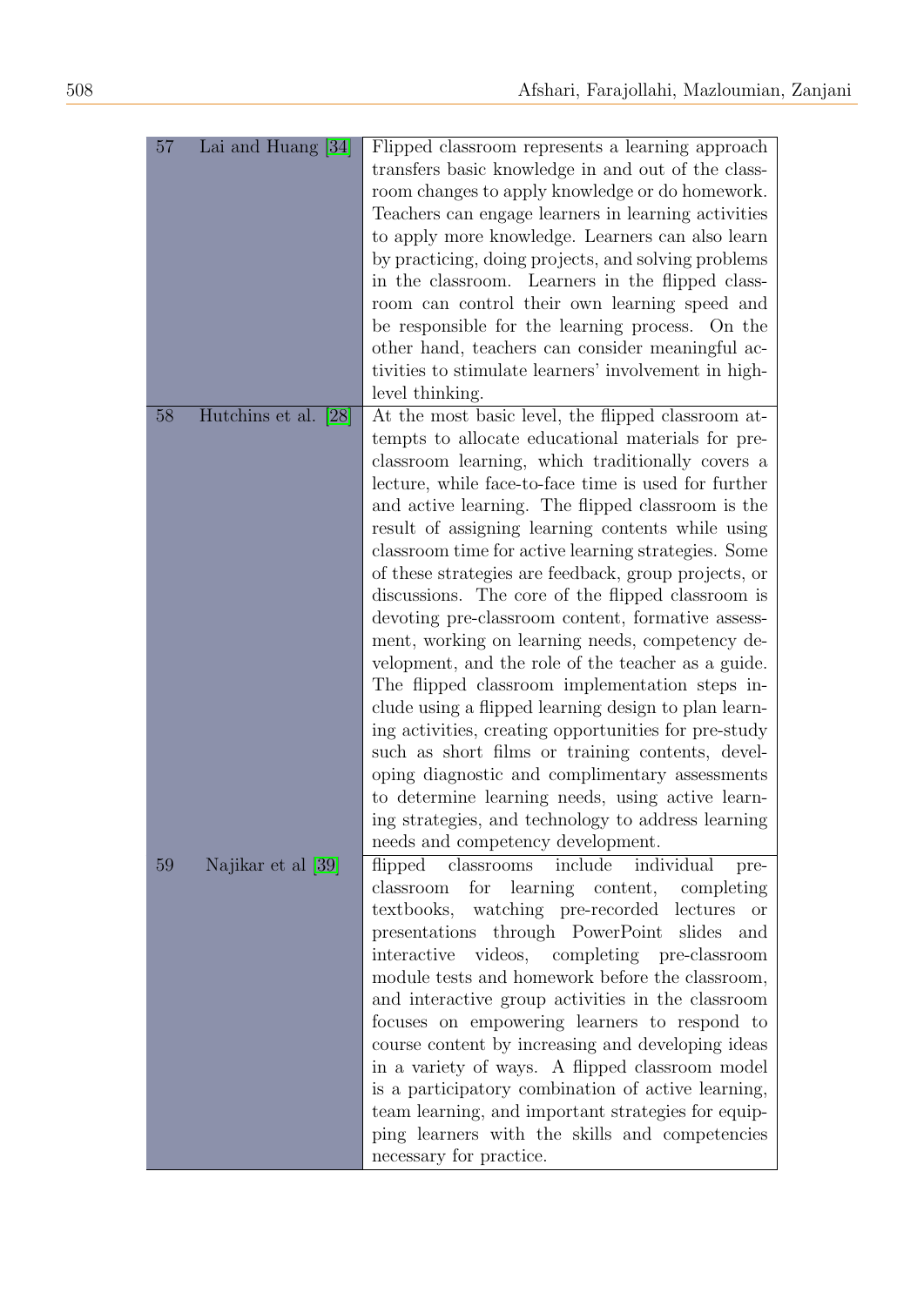| | | |
|---|---|---|
| 57 | Lai and Huang [34] | Flipped classroom represents a learning approach transfers basic knowledge in and out of the classroom changes to apply knowledge or do homework. Teachers can engage learners in learning activities to apply more knowledge. Learners can also learn by practicing, doing projects, and solving problems in the classroom. Learners in the flipped classroom can control their own learning speed and be responsible for the learning process. On the other hand, teachers can consider meaningful activities to stimulate learners' involvement in high-level thinking. |
| 58 | Hutchins et al. [28] | At the most basic level, the flipped classroom attempts to allocate educational materials for pre-classroom learning, which traditionally covers a lecture, while face-to-face time is used for further and active learning. The flipped classroom is the result of assigning learning contents while using classroom time for active learning strategies. Some of these strategies are feedback, group projects, or discussions. The core of the flipped classroom is devoting pre-classroom content, formative assessment, working on learning needs, competency development, and the role of the teacher as a guide. The flipped classroom implementation steps include using a flipped learning design to plan learning activities, creating opportunities for pre-study such as short films or training contents, developing diagnostic and complimentary assessments to determine learning needs, using active learning strategies, and technology to address learning needs and competency development. |
| 59 | Najikar et al [39] | flipped classrooms include individual pre-classroom for learning content, completing textbooks, watching pre-recorded lectures or presentations through PowerPoint slides and interactive videos, completing pre-classroom module tests and homework before the classroom, and interactive group activities in the classroom focuses on empowering learners to respond to course content by increasing and developing ideas in a variety of ways. A flipped classroom model is a participatory combination of active learning, team learning, and important strategies for equipping learners with the skills and competencies necessary for practice. |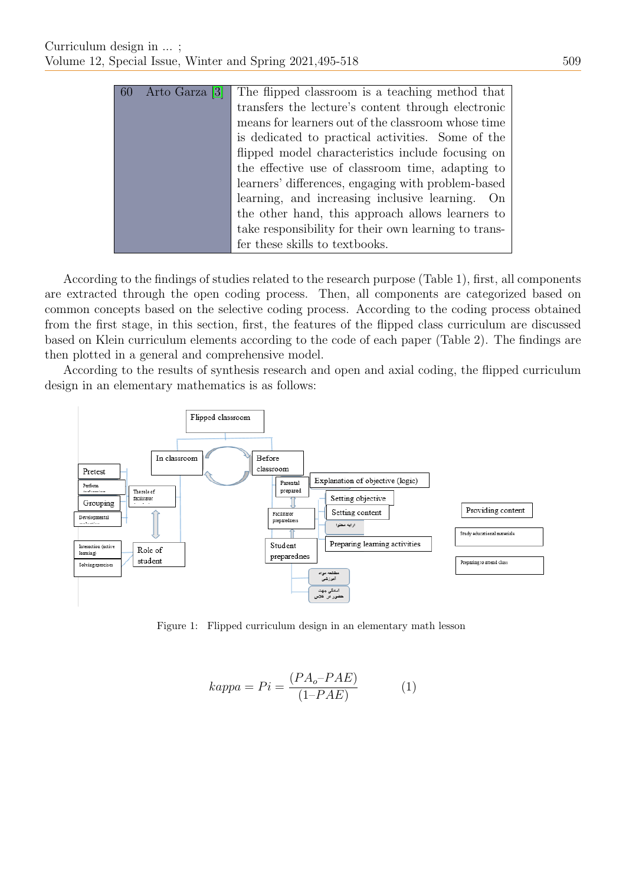| | |
|---|---|
| 60 Arto Garza [3] | The flipped classroom is a teaching method that transfers the lecture's content through electronic means for learners out of the classroom whose time is dedicated to practical activities. Some of the flipped model characteristics include focusing on the effective use of classroom time, adapting to learners' differences, engaging with problem-based learning, and increasing inclusive learning. On the other hand, this approach allows learners to take responsibility for their own learning to transfer these skills to textbooks. |

According to the findings of studies related to the research purpose (Table 1), first, all components are extracted through the open coding process. Then, all components are categorized based on common concepts based on the selective coding process. According to the coding process obtained from the first stage, in this section, first, the features of the flipped class curriculum are discussed based on Klein curriculum elements according to the code of each paper (Table 2). The findings are then plotted in a general and comprehensive model.

According to the results of synthesis research and open and axial coding, the flipped curriculum design in an elementary mathematics is as follows:

Figure 1: Flipped curriculum design in an elementary math lesson

$$kappa = Pi = \frac{(PA_o – PAE)}{(1 – PAE)} \qquad (1)$$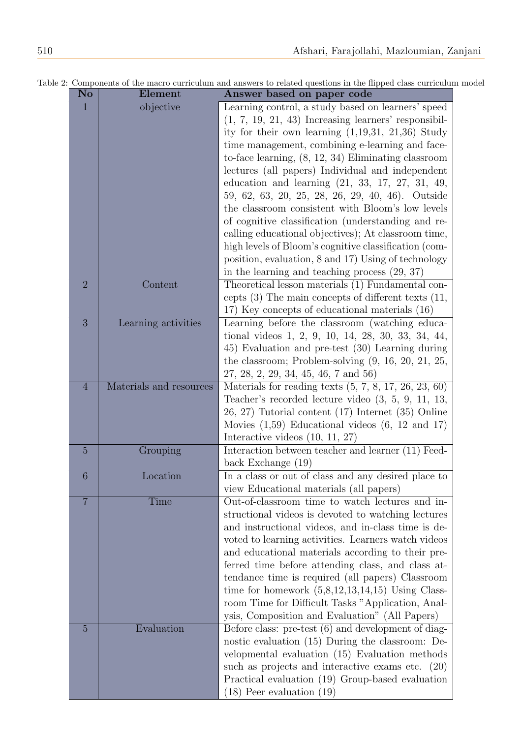Table 2: Components of the macro curriculum and answers to related questions in the flipped class curriculum model

| No | Element | Answer based on paper code |
|---|---|---|
| 1 | objective | Learning control, a study based on learners' speed (1, 7, 19, 21, 43) Increasing learners' responsibility for their own learning (1,19,31, 21,36) Study time management, combining e-learning and face-to-face learning, (8, 12, 34) Eliminating classroom lectures (all papers) Individual and independent education and learning (21, 33, 17, 27, 31, 49, 59, 62, 63, 20, 25, 28, 26, 29, 40, 46). Outside the classroom consistent with Bloom's low levels of cognitive classification (understanding and recalling educational objectives); At classroom time, high levels of Bloom's cognitive classification (composition, evaluation, 8 and 17) Using of technology in the learning and teaching process (29, 37) |
| 2 | Content | Theoretical lesson materials (1) Fundamental concepts (3) The main concepts of different texts (11, 17) Key concepts of educational materials (16) |
| 3 | Learning activities | Learning before the classroom (watching educational videos 1, 2, 9, 10, 14, 28, 30, 33, 34, 44, 45) Evaluation and pre-test (30) Learning during the classroom; Problem-solving (9, 16, 20, 21, 25, 27, 28, 2, 29, 34, 45, 46, 7 and 56) |
| 4 | Materials and resources | Materials for reading texts (5, 7, 8, 17, 26, 23, 60) Teacher's recorded lecture video (3, 5, 9, 11, 13, 26, 27) Tutorial content (17) Internet (35) Online Movies (1,59) Educational videos (6, 12 and 17) Interactive videos (10, 11, 27) |
| 5 | Grouping | Interaction between teacher and learner (11) Feedback Exchange (19) |
| 6 | Location | In a class or out of class and any desired place to view Educational materials (all papers) |
| 7 | Time | Out-of-classroom time to watch lectures and instructional videos is devoted to watching lectures and instructional videos, and in-class time is devoted to learning activities. Learners watch videos and educational materials according to their preferred time before attending class, and class attendance time is required (all papers) Classroom time for homework (5,8,12,13,14,15) Using Classroom Time for Difficult Tasks "Application, Analysis, Composition and Evaluation" (All Papers) |
| 5 | Evaluation | Before class: pre-test (6) and development of diagnostic evaluation (15) During the classroom: Developmental evaluation (15) Evaluation methods such as projects and interactive exams etc. (20) Practical evaluation (19) Group-based evaluation (18) Peer evaluation (19) |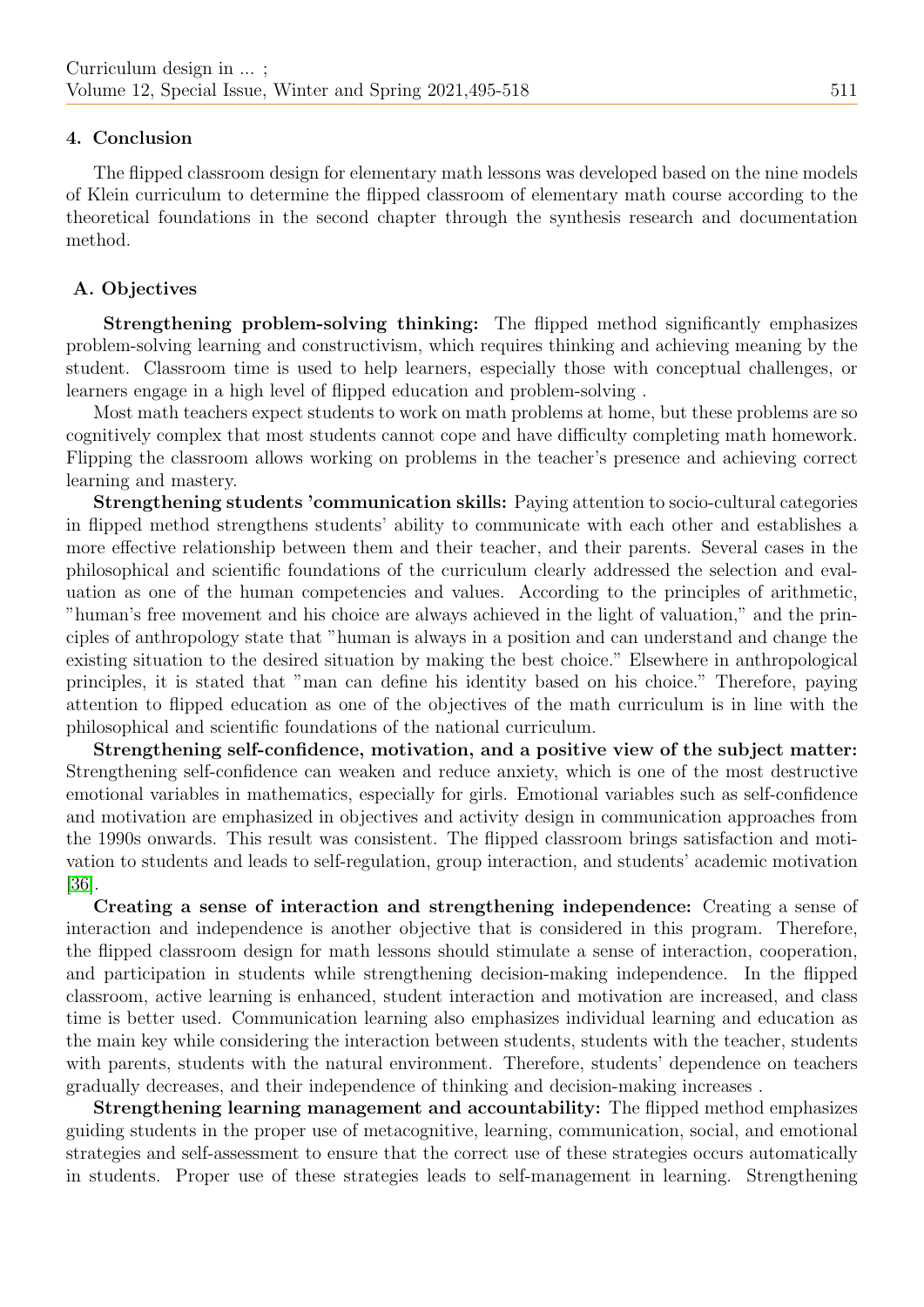## 4. Conclusion

The flipped classroom design for elementary math lessons was developed based on the nine models of Klein curriculum to determine the flipped classroom of elementary math course according to the theoretical foundations in the second chapter through the synthesis research and documentation method.

### A. Objectives

**Strengthening problem-solving thinking:** The flipped method significantly emphasizes problem-solving learning and constructivism, which requires thinking and achieving meaning by the student. Classroom time is used to help learners, especially those with conceptual challenges, or learners engage in a high level of flipped education and problem-solving .

Most math teachers expect students to work on math problems at home, but these problems are so cognitively complex that most students cannot cope and have difficulty completing math homework. Flipping the classroom allows working on problems in the teacher's presence and achieving correct learning and mastery.

**Strengthening students 'communication skills:** Paying attention to socio-cultural categories in flipped method strengthens students' ability to communicate with each other and establishes a more effective relationship between them and their teacher, and their parents. Several cases in the philosophical and scientific foundations of the curriculum clearly addressed the selection and evaluation as one of the human competencies and values. According to the principles of arithmetic, "human's free movement and his choice are always achieved in the light of valuation," and the principles of anthropology state that "human is always in a position and can understand and change the existing situation to the desired situation by making the best choice." Elsewhere in anthropological principles, it is stated that "man can define his identity based on his choice." Therefore, paying attention to flipped education as one of the objectives of the math curriculum is in line with the philosophical and scientific foundations of the national curriculum.

**Strengthening self-confidence, motivation, and a positive view of the subject matter:** Strengthening self-confidence can weaken and reduce anxiety, which is one of the most destructive emotional variables in mathematics, especially for girls. Emotional variables such as self-confidence and motivation are emphasized in objectives and activity design in communication approaches from the 1990s onwards. This result was consistent. The flipped classroom brings satisfaction and motivation to students and leads to self-regulation, group interaction, and students' academic motivation [36].

**Creating a sense of interaction and strengthening independence:** Creating a sense of interaction and independence is another objective that is considered in this program. Therefore, the flipped classroom design for math lessons should stimulate a sense of interaction, cooperation, and participation in students while strengthening decision-making independence. In the flipped classroom, active learning is enhanced, student interaction and motivation are increased, and class time is better used. Communication learning also emphasizes individual learning and education as the main key while considering the interaction between students, students with the teacher, students with parents, students with the natural environment. Therefore, students' dependence on teachers gradually decreases, and their independence of thinking and decision-making increases .

**Strengthening learning management and accountability:** The flipped method emphasizes guiding students in the proper use of metacognitive, learning, communication, social, and emotional strategies and self-assessment to ensure that the correct use of these strategies occurs automatically in students. Proper use of these strategies leads to self-management in learning. Strengthening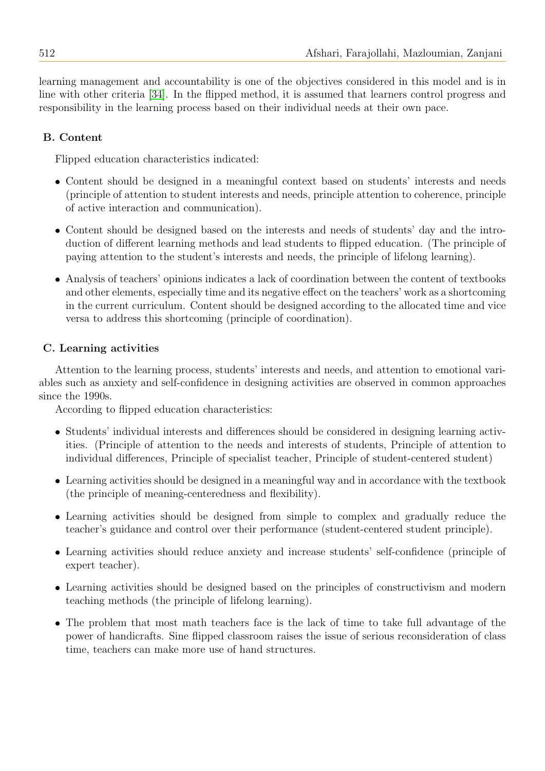learning management and accountability is one of the objectives considered in this model and is in line with other criteria [34]. In the flipped method, it is assumed that learners control progress and responsibility in the learning process based on their individual needs at their own pace.

### B. Content

Flipped education characteristics indicated:

- Content should be designed in a meaningful context based on students' interests and needs (principle of attention to student interests and needs, principle attention to coherence, principle of active interaction and communication).
- Content should be designed based on the interests and needs of students' day and the introduction of different learning methods and lead students to flipped education. (The principle of paying attention to the student's interests and needs, the principle of lifelong learning).
- Analysis of teachers' opinions indicates a lack of coordination between the content of textbooks and other elements, especially time and its negative effect on the teachers' work as a shortcoming in the current curriculum. Content should be designed according to the allocated time and vice versa to address this shortcoming (principle of coordination).

### C. Learning activities

Attention to the learning process, students' interests and needs, and attention to emotional variables such as anxiety and self-confidence in designing activities are observed in common approaches since the 1990s.

According to flipped education characteristics:

- Students' individual interests and differences should be considered in designing learning activities. (Principle of attention to the needs and interests of students, Principle of attention to individual differences, Principle of specialist teacher, Principle of student-centered student)
- Learning activities should be designed in a meaningful way and in accordance with the textbook (the principle of meaning-centeredness and flexibility).
- Learning activities should be designed from simple to complex and gradually reduce the teacher's guidance and control over their performance (student-centered student principle).
- Learning activities should reduce anxiety and increase students' self-confidence (principle of expert teacher).
- Learning activities should be designed based on the principles of constructivism and modern teaching methods (the principle of lifelong learning).
- The problem that most math teachers face is the lack of time to take full advantage of the power of handicrafts. Sine flipped classroom raises the issue of serious reconsideration of class time, teachers can make more use of hand structures.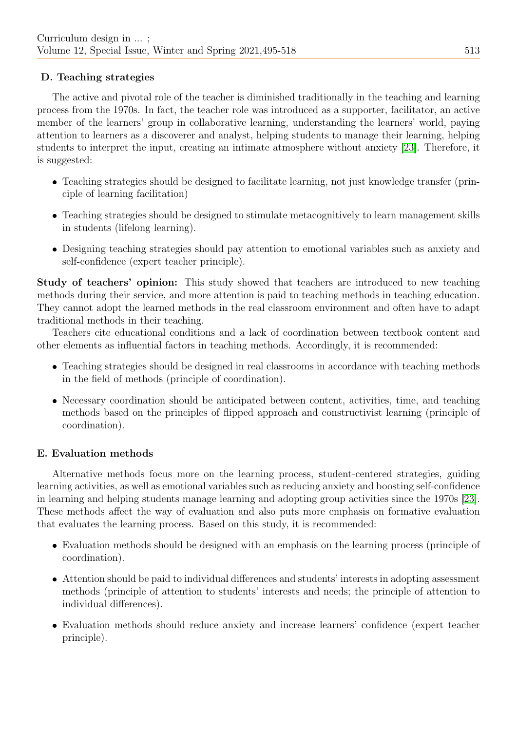### D. Teaching strategies

The active and pivotal role of the teacher is diminished traditionally in the teaching and learning process from the 1970s. In fact, the teacher role was introduced as a supporter, facilitator, an active member of the learners' group in collaborative learning, understanding the learners' world, paying attention to learners as a discoverer and analyst, helping students to manage their learning, helping students to interpret the input, creating an intimate atmosphere without anxiety [23]. Therefore, it is suggested:

- Teaching strategies should be designed to facilitate learning, not just knowledge transfer (principle of learning facilitation)
- Teaching strategies should be designed to stimulate metacognitively to learn management skills in students (lifelong learning).
- Designing teaching strategies should pay attention to emotional variables such as anxiety and self-confidence (expert teacher principle).

**Study of teachers' opinion:** This study showed that teachers are introduced to new teaching methods during their service, and more attention is paid to teaching methods in teaching education. They cannot adopt the learned methods in the real classroom environment and often have to adapt traditional methods in their teaching.

Teachers cite educational conditions and a lack of coordination between textbook content and other elements as influential factors in teaching methods. Accordingly, it is recommended:

- Teaching strategies should be designed in real classrooms in accordance with teaching methods in the field of methods (principle of coordination).
- Necessary coordination should be anticipated between content, activities, time, and teaching methods based on the principles of flipped approach and constructivist learning (principle of coordination).

### E. Evaluation methods

Alternative methods focus more on the learning process, student-centered strategies, guiding learning activities, as well as emotional variables such as reducing anxiety and boosting self-confidence in learning and helping students manage learning and adopting group activities since the 1970s [23]. These methods affect the way of evaluation and also puts more emphasis on formative evaluation that evaluates the learning process. Based on this study, it is recommended:

- Evaluation methods should be designed with an emphasis on the learning process (principle of coordination).
- Attention should be paid to individual differences and students' interests in adopting assessment methods (principle of attention to students' interests and needs; the principle of attention to individual differences).
- Evaluation methods should reduce anxiety and increase learners' confidence (expert teacher principle).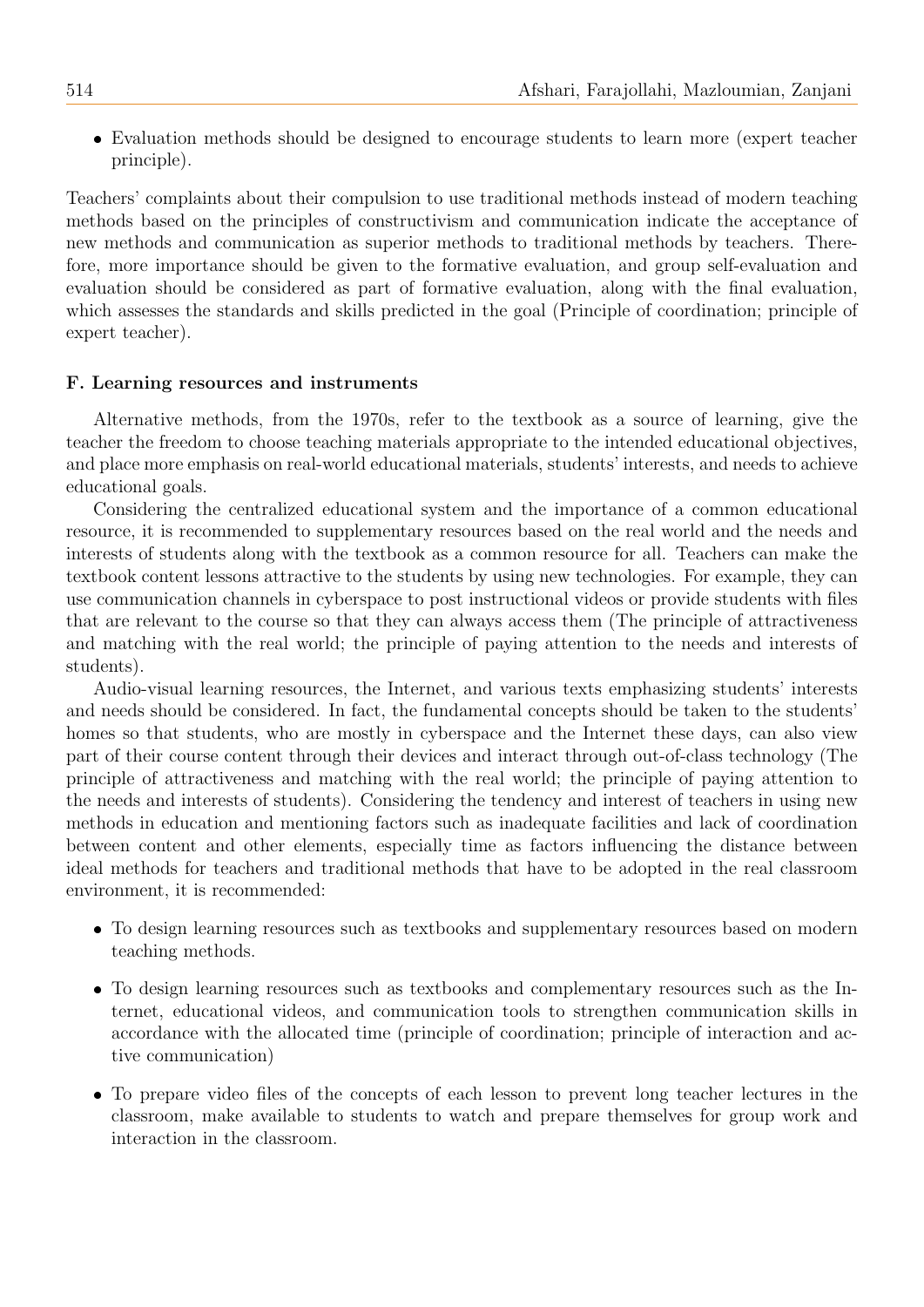- Evaluation methods should be designed to encourage students to learn more (expert teacher principle).

Teachers' complaints about their compulsion to use traditional methods instead of modern teaching methods based on the principles of constructivism and communication indicate the acceptance of new methods and communication as superior methods to traditional methods by teachers. Therefore, more importance should be given to the formative evaluation, and group self-evaluation and evaluation should be considered as part of formative evaluation, along with the final evaluation, which assesses the standards and skills predicted in the goal (Principle of coordination; principle of expert teacher).

**F. Learning resources and instruments**

Alternative methods, from the 1970s, refer to the textbook as a source of learning, give the teacher the freedom to choose teaching materials appropriate to the intended educational objectives, and place more emphasis on real-world educational materials, students' interests, and needs to achieve educational goals.

Considering the centralized educational system and the importance of a common educational resource, it is recommended to supplementary resources based on the real world and the needs and interests of students along with the textbook as a common resource for all. Teachers can make the textbook content lessons attractive to the students by using new technologies. For example, they can use communication channels in cyberspace to post instructional videos or provide students with files that are relevant to the course so that they can always access them (The principle of attractiveness and matching with the real world; the principle of paying attention to the needs and interests of students).

Audio-visual learning resources, the Internet, and various texts emphasizing students' interests and needs should be considered. In fact, the fundamental concepts should be taken to the students' homes so that students, who are mostly in cyberspace and the Internet these days, can also view part of their course content through their devices and interact through out-of-class technology (The principle of attractiveness and matching with the real world; the principle of paying attention to the needs and interests of students). Considering the tendency and interest of teachers in using new methods in education and mentioning factors such as inadequate facilities and lack of coordination between content and other elements, especially time as factors influencing the distance between ideal methods for teachers and traditional methods that have to be adopted in the real classroom environment, it is recommended:

- To design learning resources such as textbooks and supplementary resources based on modern teaching methods.
- To design learning resources such as textbooks and complementary resources such as the Internet, educational videos, and communication tools to strengthen communication skills in accordance with the allocated time (principle of coordination; principle of interaction and active communication)
- To prepare video files of the concepts of each lesson to prevent long teacher lectures in the classroom, make available to students to watch and prepare themselves for group work and interaction in the classroom.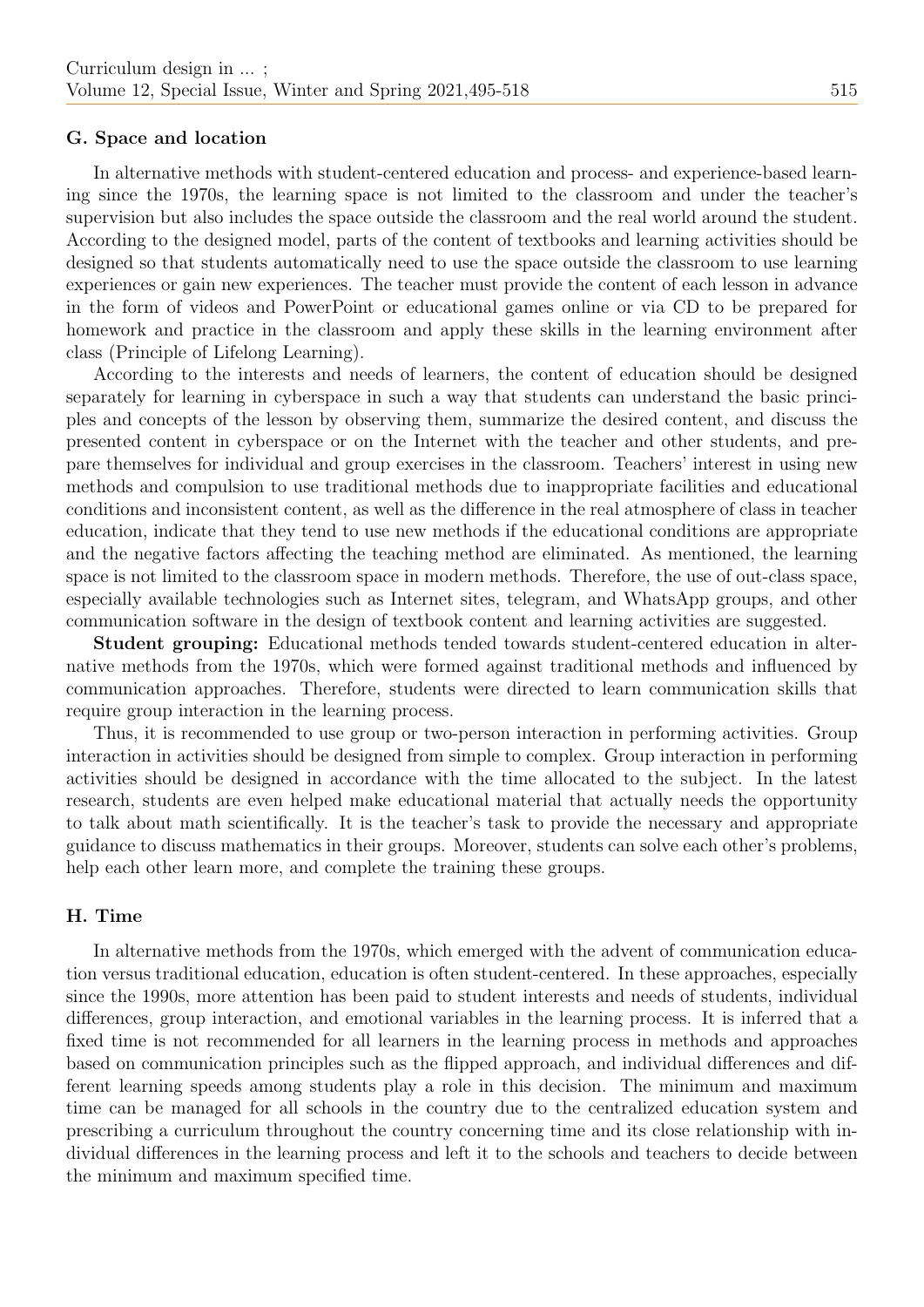### G. Space and location

In alternative methods with student-centered education and process- and experience-based learning since the 1970s, the learning space is not limited to the classroom and under the teacher's supervision but also includes the space outside the classroom and the real world around the student. According to the designed model, parts of the content of textbooks and learning activities should be designed so that students automatically need to use the space outside the classroom to use learning experiences or gain new experiences. The teacher must provide the content of each lesson in advance in the form of videos and PowerPoint or educational games online or via CD to be prepared for homework and practice in the classroom and apply these skills in the learning environment after class (Principle of Lifelong Learning).

According to the interests and needs of learners, the content of education should be designed separately for learning in cyberspace in such a way that students can understand the basic principles and concepts of the lesson by observing them, summarize the desired content, and discuss the presented content in cyberspace or on the Internet with the teacher and other students, and prepare themselves for individual and group exercises in the classroom. Teachers' interest in using new methods and compulsion to use traditional methods due to inappropriate facilities and educational conditions and inconsistent content, as well as the difference in the real atmosphere of class in teacher education, indicate that they tend to use new methods if the educational conditions are appropriate and the negative factors affecting the teaching method are eliminated. As mentioned, the learning space is not limited to the classroom space in modern methods. Therefore, the use of out-class space, especially available technologies such as Internet sites, telegram, and WhatsApp groups, and other communication software in the design of textbook content and learning activities are suggested.

**Student grouping:** Educational methods tended towards student-centered education in alternative methods from the 1970s, which were formed against traditional methods and influenced by communication approaches. Therefore, students were directed to learn communication skills that require group interaction in the learning process.

Thus, it is recommended to use group or two-person interaction in performing activities. Group interaction in activities should be designed from simple to complex. Group interaction in performing activities should be designed in accordance with the time allocated to the subject. In the latest research, students are even helped make educational material that actually needs the opportunity to talk about math scientifically. It is the teacher's task to provide the necessary and appropriate guidance to discuss mathematics in their groups. Moreover, students can solve each other's problems, help each other learn more, and complete the training these groups.

### H. Time

In alternative methods from the 1970s, which emerged with the advent of communication education versus traditional education, education is often student-centered. In these approaches, especially since the 1990s, more attention has been paid to student interests and needs of students, individual differences, group interaction, and emotional variables in the learning process. It is inferred that a fixed time is not recommended for all learners in the learning process in methods and approaches based on communication principles such as the flipped approach, and individual differences and different learning speeds among students play a role in this decision. The minimum and maximum time can be managed for all schools in the country due to the centralized education system and prescribing a curriculum throughout the country concerning time and its close relationship with individual differences in the learning process and left it to the schools and teachers to decide between the minimum and maximum specified time.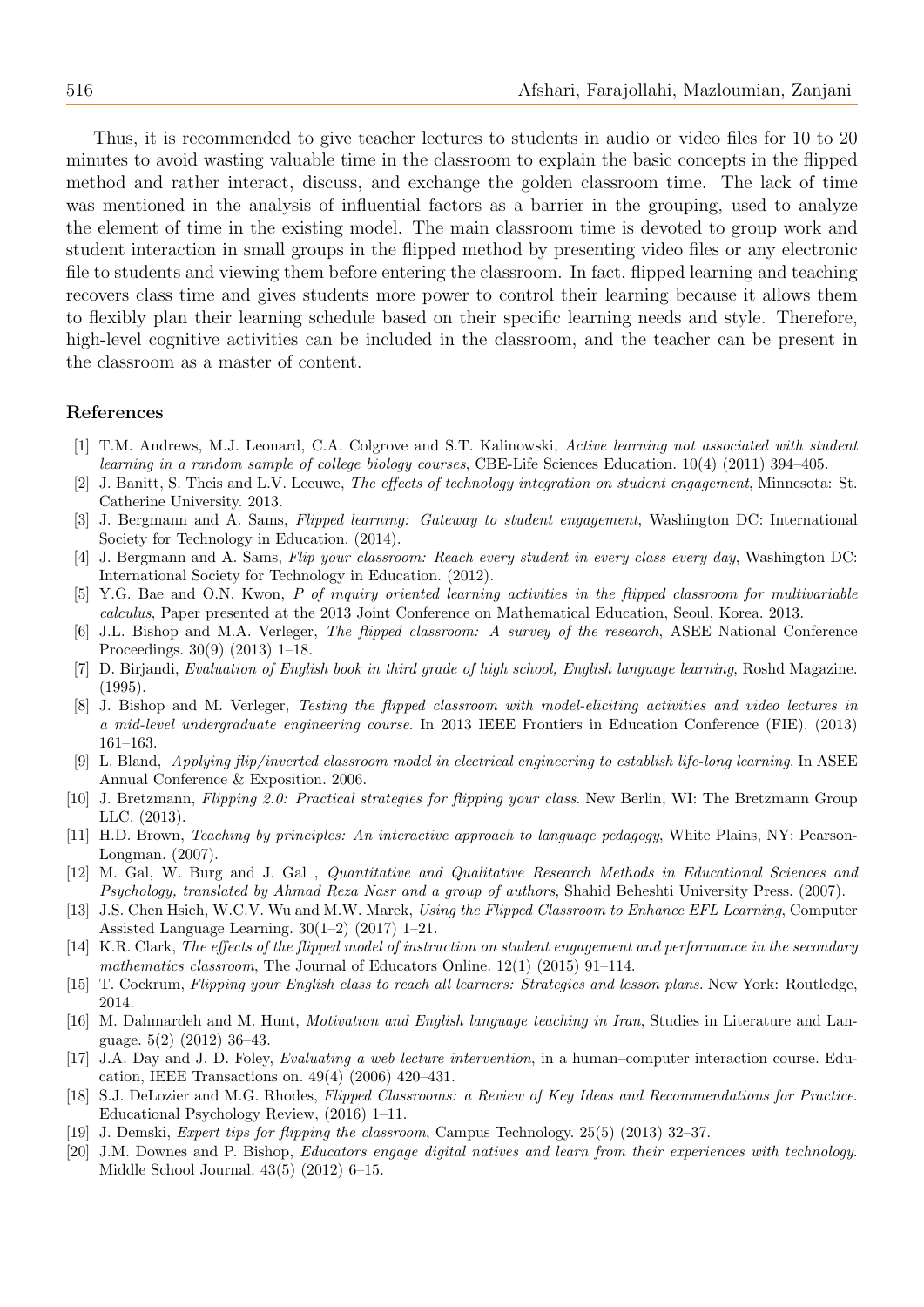Thus, it is recommended to give teacher lectures to students in audio or video files for 10 to 20 minutes to avoid wasting valuable time in the classroom to explain the basic concepts in the flipped method and rather interact, discuss, and exchange the golden classroom time. The lack of time was mentioned in the analysis of influential factors as a barrier in the grouping, used to analyze the element of time in the existing model. The main classroom time is devoted to group work and student interaction in small groups in the flipped method by presenting video files or any electronic file to students and viewing them before entering the classroom. In fact, flipped learning and teaching recovers class time and gives students more power to control their learning because it allows them to flexibly plan their learning schedule based on their specific learning needs and style. Therefore, high-level cognitive activities can be included in the classroom, and the teacher can be present in the classroom as a master of content.

## References

[1] T.M. Andrews, M.J. Leonard, C.A. Colgrove and S.T. Kalinowski, *Active learning not associated with student learning in a random sample of college biology courses*, CBE-Life Sciences Education. 10(4) (2011) 394–405.

[2] J. Banitt, S. Theis and L.V. Leeuwe, *The effects of technology integration on student engagement*, Minnesota: St. Catherine University. 2013.

[3] J. Bergmann and A. Sams, *Flipped learning: Gateway to student engagement*, Washington DC: International Society for Technology in Education. (2014).

[4] J. Bergmann and A. Sams, *Flip your classroom: Reach every student in every class every day*, Washington DC: International Society for Technology in Education. (2012).

[5] Y.G. Bae and O.N. Kwon, *P of inquiry oriented learning activities in the flipped classroom for multivariable calculus*, Paper presented at the 2013 Joint Conference on Mathematical Education, Seoul, Korea. 2013.

[6] J.L. Bishop and M.A. Verleger, *The flipped classroom: A survey of the research*, ASEE National Conference Proceedings. 30(9) (2013) 1–18.

[7] D. Birjandi, *Evaluation of English book in third grade of high school, English language learning*, Roshd Magazine. (1995).

[8] J. Bishop and M. Verleger, *Testing the flipped classroom with model-eliciting activities and video lectures in a mid-level undergraduate engineering course*. In 2013 IEEE Frontiers in Education Conference (FIE). (2013) 161–163.

[9] L. Bland, *Applying flip/inverted classroom model in electrical engineering to establish life-long learning*. In ASEE Annual Conference & Exposition. 2006.

[10] J. Bretzmann, *Flipping 2.0: Practical strategies for flipping your class*. New Berlin, WI: The Bretzmann Group LLC. (2013).

[11] H.D. Brown, *Teaching by principles: An interactive approach to language pedagogy*, White Plains, NY: Pearson-Longman. (2007).

[12] M. Gal, W. Burg and J. Gal , *Quantitative and Qualitative Research Methods in Educational Sciences and Psychology, translated by Ahmad Reza Nasr and a group of authors*, Shahid Beheshti University Press. (2007).

[13] J.S. Chen Hsieh, W.C.V. Wu and M.W. Marek, *Using the Flipped Classroom to Enhance EFL Learning*, Computer Assisted Language Learning. 30(1–2) (2017) 1–21.

[14] K.R. Clark, *The effects of the flipped model of instruction on student engagement and performance in the secondary mathematics classroom*, The Journal of Educators Online. 12(1) (2015) 91–114.

[15] T. Cockrum, *Flipping your English class to reach all learners: Strategies and lesson plans*. New York: Routledge, 2014.

[16] M. Dahmardeh and M. Hunt, *Motivation and English language teaching in Iran*, Studies in Literature and Language. 5(2) (2012) 36–43.

[17] J.A. Day and J. D. Foley, *Evaluating a web lecture intervention*, in a human–computer interaction course. Education, IEEE Transactions on. 49(4) (2006) 420–431.

[18] S.J. DeLozier and M.G. Rhodes, *Flipped Classrooms: a Review of Key Ideas and Recommendations for Practice*. Educational Psychology Review, (2016) 1–11.

[19] J. Demski, *Expert tips for flipping the classroom*, Campus Technology. 25(5) (2013) 32–37.

[20] J.M. Downes and P. Bishop, *Educators engage digital natives and learn from their experiences with technology*. Middle School Journal. 43(5) (2012) 6–15.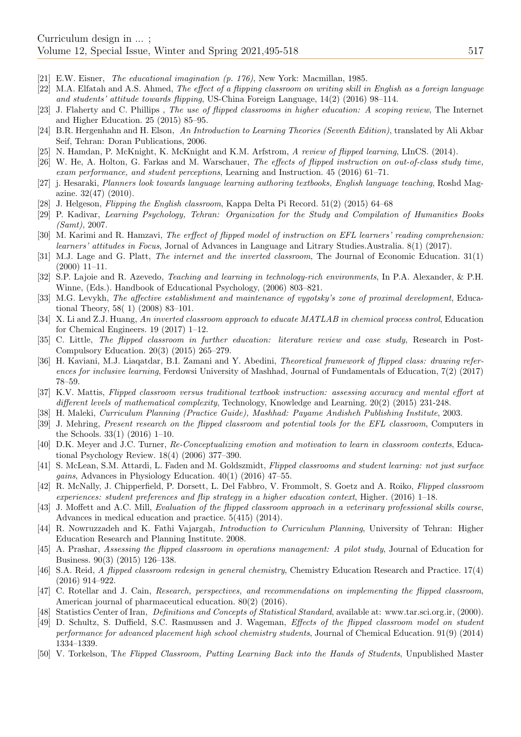- [21] E.W. Eisner, *The educational imagination (p. 176)*, New York: Macmillan, 1985.
- [22] M.A. Elfatah and A.S. Ahmed, *The effect of a flipping classroom on writing skill in English as a foreign language and students' attitude towards flipping*, US-China Foreign Language, 14(2) (2016) 98–114.
- [23] J. Flaherty and C. Phillips , *The use of flipped classrooms in higher education: A scoping review*, The Internet and Higher Education. 25 (2015) 85–95.
- [24] B.R. Hergenhahn and H. Elson, *An Introduction to Learning Theories (Seventh Edition)*, translated by Ali Akbar Seif, Tehran: Doran Publications, 2006.
- [25] N. Hamdan, P. McKnight, K. McKnight and K.M. Arfstrom, *A review of flipped learning*, LInCS. (2014).
- [26] W. He, A. Holton, G. Farkas and M. Warschauer, *The effects of flipped instruction on out-of-class study time, exam performance, and student perceptions*, Learning and Instruction. 45 (2016) 61–71.
- [27] j. Hesaraki, *Planners look towards language learning authoring textbooks, English language teaching*, Roshd Magazine. 32(47) (2010).
- [28] J. Helgeson, *Flipping the English classroom*, Kappa Delta Pi Record. 51(2) (2015) 64–68
- [29] P. Kadivar, *Learning Psychology, Tehran: Organization for the Study and Compilation of Humanities Books (Samt)*, 2007.
- [30] M. Karimi and R. Hamzavi, *The erffect of flipped model of instruction on EFL learners' reading comprehension: learners' attitudes in Focus*, Jornal of Advances in Language and Litrary Studies.Australia. 8(1) (2017).
- [31] M.J. Lage and G. Platt, *The internet and the inverted classroom*, The Journal of Economic Education. 31(1) (2000) 11–11.
- [32] S.P. Lajoie and R. Azevedo, *Teaching and learning in technology-rich environments*, In P.A. Alexander, & P.H. Winne, (Eds.). Handbook of Educational Psychology, (2006) 803–821.
- [33] M.G. Levykh, *The affective establishment and maintenance of vygotsky's zone of proximal development*, Educational Theory, 58( 1) (2008) 83–101.
- [34] X. Li and Z.J. Huang, *An inverted classroom approach to educate MATLAB in chemical process control*, Education for Chemical Engineers. 19 (2017) 1–12.
- [35] C. Little, *The flipped classroom in further education: literature review and case study*, Research in Post-Compulsory Education. 20(3) (2015) 265–279.
- [36] H. Kaviani, M.J. Liaqatdar, B.I. Zamani and Y. Abedini, *Theoretical framework of flipped class: drawing references for inclusive learning*, Ferdowsi University of Mashhad, Journal of Fundamentals of Education, 7(2) (2017) 78–59.
- [37] K.V. Mattis, *Flipped classroom versus traditional textbook instruction: assessing accuracy and mental effort at different levels of mathematical complexity*, Technology, Knowledge and Learning. 20(2) (2015) 231-248.
- [38] H. Maleki, *Curriculum Planning (Practice Guide), Mashhad: Payame Andisheh Publishing Institute*, 2003.
- [39] J. Mehring, *Present research on the flipped classroom and potential tools for the EFL classroom*, Computers in the Schools. 33(1) (2016) 1–10.
- [40] D.K. Meyer and J.C. Turner, *Re-Conceptualizing emotion and motivation to learn in classroom contexts*, Educational Psychology Review. 18(4) (2006) 377–390.
- [41] S. McLean, S.M. Attardi, L. Faden and M. Goldszmidt, *Flipped classrooms and student learning: not just surface gains*, Advances in Physiology Education. 40(1) (2016) 47–55.
- [42] R. McNally, J. Chipperfield, P. Dorsett, L. Del Fabbro, V. Frommolt, S. Goetz and A. Roiko, *Flipped classroom experiences: student preferences and flip strategy in a higher education context*, Higher. (2016) 1–18.
- [43] J. Moffett and A.C. Mill, *Evaluation of the flipped classroom approach in a veterinary professional skills course*, Advances in medical education and practice. 5(415) (2014).
- [44] R. Nowruzzadeh and K. Fathi Vajargah, *Introduction to Curriculum Planning*, University of Tehran: Higher Education Research and Planning Institute. 2008.
- [45] A. Prashar, *Assessing the flipped classroom in operations management: A pilot study*, Journal of Education for Business. 90(3) (2015) 126–138.
- [46] S.A. Reid, *A flipped classroom redesign in general chemistry*, Chemistry Education Research and Practice. 17(4) (2016) 914–922.
- [47] C. Rotellar and J. Cain, *Research, perspectives, and recommendations on implementing the flipped classroom*, American journal of pharmaceutical education. 80(2) (2016).
- [48] Statistics Center of Iran, *Definitions and Concepts of Statistical Standard*, available at: www.tar.sci.org.ir, (2000).
- [49] D. Schultz, S. Duffield, S.C. Rasmussen and J. Wageman, *Effects of the flipped classroom model on student performance for advanced placement high school chemistry students*, Journal of Chemical Education. 91(9) (2014) 1334–1339.
- [50] V. Torkelson, T*he Flipped Classroom, Putting Learning Back into the Hands of Students*, Unpublished Master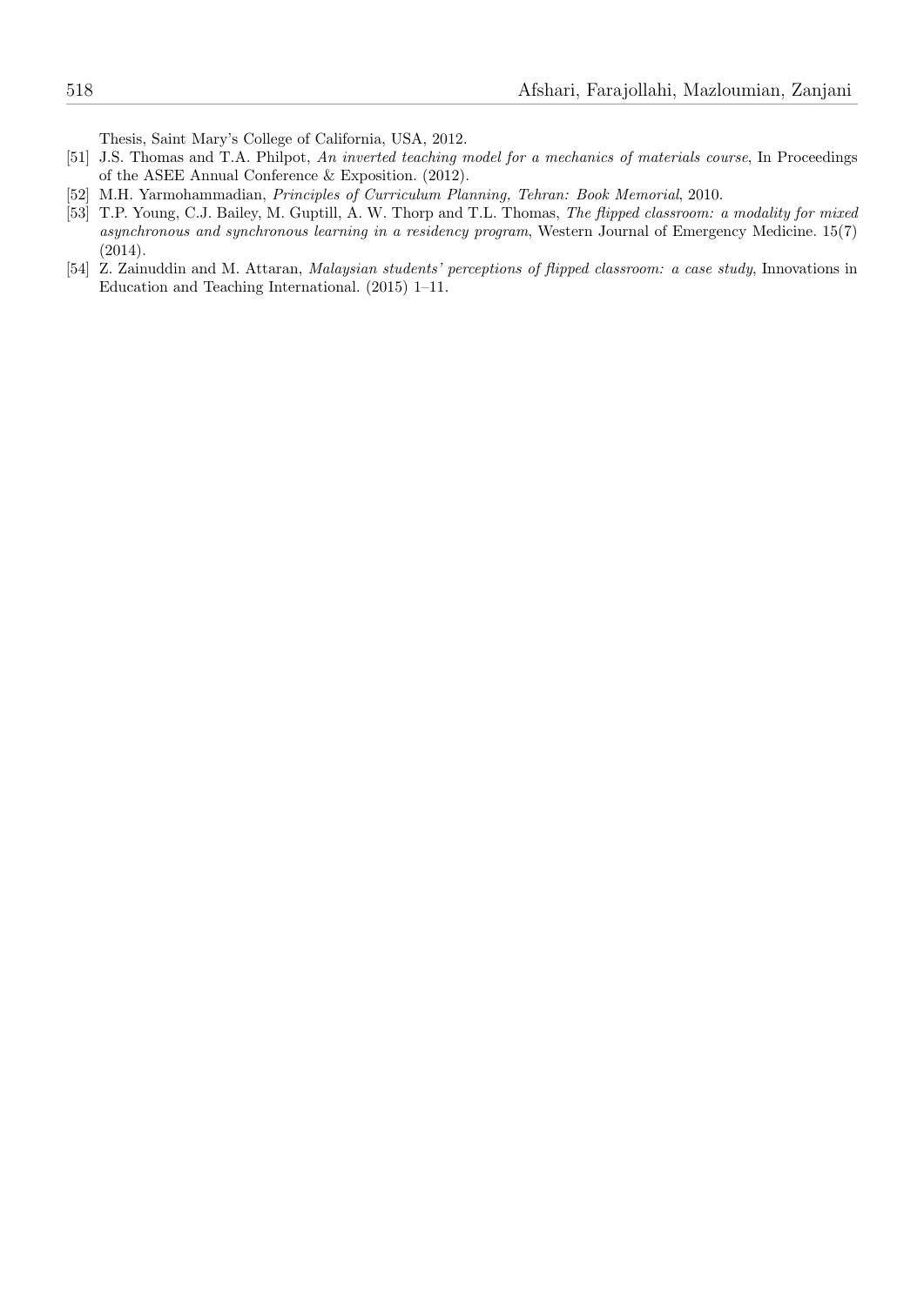Thesis, Saint Mary's College of California, USA, 2012.

[51] J.S. Thomas and T.A. Philpot, *An inverted teaching model for a mechanics of materials course*, In Proceedings of the ASEE Annual Conference & Exposition. (2012).

[52] M.H. Yarmohammadian, *Principles of Curriculum Planning, Tehran: Book Memorial*, 2010.

[53] T.P. Young, C.J. Bailey, M. Guptill, A. W. Thorp and T.L. Thomas, *The flipped classroom: a modality for mixed asynchronous and synchronous learning in a residency program*, Western Journal of Emergency Medicine. 15(7) (2014).

[54] Z. Zainuddin and M. Attaran, *Malaysian students' perceptions of flipped classroom: a case study*, Innovations in Education and Teaching International. (2015) 1–11.